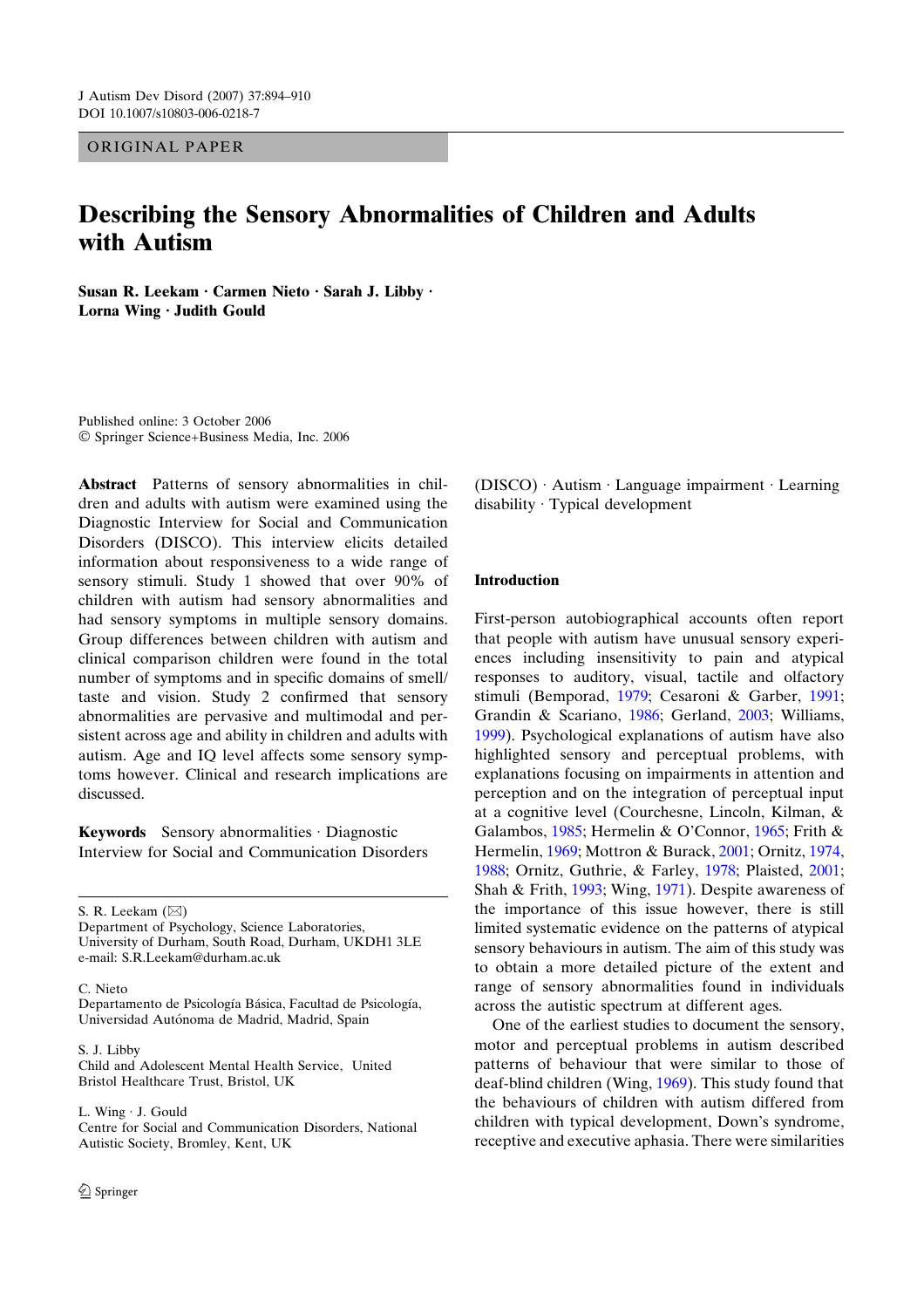ORIGINAL PAPER

# Describing the Sensory Abnormalities of Children and Adults with Autism

**Susan R. Leekam · Carmen Nieto · Sarah J. Libby · Lorna Wing · Judith Gould**

Published online: 3 October 2006
© Springer Science+Business Media, Inc. 2006

**Abstract** Patterns of sensory abnormalities in children and adults with autism were examined using the Diagnostic Interview for Social and Communication Disorders (DISCO). This interview elicits detailed information about responsiveness to a wide range of sensory stimuli. Study 1 showed that over 90% of children with autism had sensory abnormalities and had sensory symptoms in multiple sensory domains. Group differences between children with autism and clinical comparison children were found in the total number of symptoms and in specific domains of smell/taste and vision. Study 2 confirmed that sensory abnormalities are pervasive and multimodal and persistent across age and ability in children and adults with autism. Age and IQ level affects some sensory symptoms however. Clinical and research implications are discussed.

**Keywords** Sensory abnormalities · Diagnostic Interview for Social and Communication Disorders (DISCO) · Autism · Language impairment · Learning disability · Typical development

S. R. Leekam (✉)
Department of Psychology, Science Laboratories, University of Durham, South Road, Durham, UKDH1 3LE
e-mail: S.R.Leekam@durham.ac.uk

C. Nieto
Departamento de Psicología Básica, Facultad de Psicología, Universidad Autónoma de Madrid, Madrid, Spain

S. J. Libby
Child and Adolescent Mental Health Service, United Bristol Healthcare Trust, Bristol, UK

L. Wing · J. Gould
Centre for Social and Communication Disorders, National Autistic Society, Bromley, Kent, UK

## Introduction

First-person autobiographical accounts often report that people with autism have unusual sensory experiences including insensitivity to pain and atypical responses to auditory, visual, tactile and olfactory stimuli (Bemporad, 1979; Cesaroni & Garber, 1991; Grandin & Scariano, 1986; Gerland, 2003; Williams, 1999). Psychological explanations of autism have also highlighted sensory and perceptual problems, with explanations focusing on impairments in attention and perception and on the integration of perceptual input at a cognitive level (Courchesne, Lincoln, Kilman, & Galambos, 1985; Hermelin & O'Connor, 1965; Frith & Hermelin, 1969; Mottron & Burack, 2001; Ornitz, 1974, 1988; Ornitz, Guthrie, & Farley, 1978; Plaisted, 2001; Shah & Frith, 1993; Wing, 1971). Despite awareness of the importance of this issue however, there is still limited systematic evidence on the patterns of atypical sensory behaviours in autism. The aim of this study was to obtain a more detailed picture of the extent and range of sensory abnormalities found in individuals across the autistic spectrum at different ages.

One of the earliest studies to document the sensory, motor and perceptual problems in autism described patterns of behaviour that were similar to those of deaf-blind children (Wing, 1969). This study found that the behaviours of children with autism differed from children with typical development, Down's syndrome, receptive and executive aphasia. There were similarities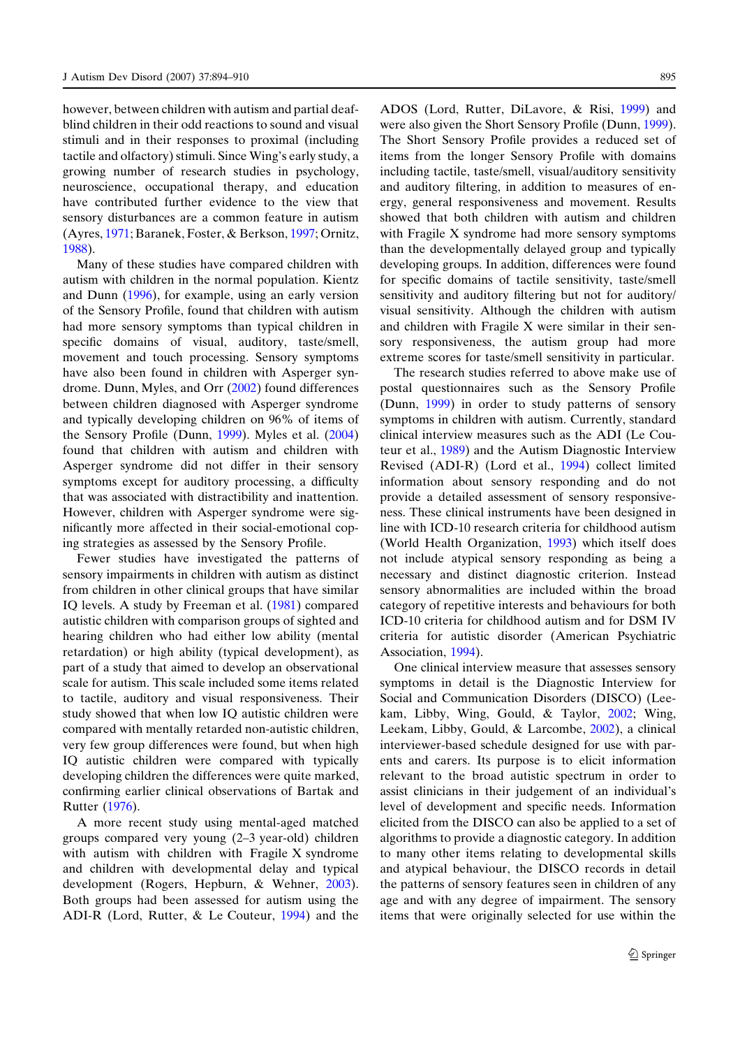however, between children with autism and partial deaf-blind children in their odd reactions to sound and visual stimuli and in their responses to proximal (including tactile and olfactory) stimuli. Since Wing's early study, a growing number of research studies in psychology, neuroscience, occupational therapy, and education have contributed further evidence to the view that sensory disturbances are a common feature in autism (Ayres, 1971; Baranek, Foster, & Berkson, 1997; Ornitz, 1988).

Many of these studies have compared children with autism with children in the normal population. Kientz and Dunn (1996), for example, using an early version of the Sensory Profile, found that children with autism had more sensory symptoms than typical children in specific domains of visual, auditory, taste/smell, movement and touch processing. Sensory symptoms have also been found in children with Asperger syndrome. Dunn, Myles, and Orr (2002) found differences between children diagnosed with Asperger syndrome and typically developing children on 96% of items of the Sensory Profile (Dunn, 1999). Myles et al. (2004) found that children with autism and children with Asperger syndrome did not differ in their sensory symptoms except for auditory processing, a difficulty that was associated with distractibility and inattention. However, children with Asperger syndrome were significantly more affected in their social-emotional coping strategies as assessed by the Sensory Profile.

Fewer studies have investigated the patterns of sensory impairments in children with autism as distinct from children in other clinical groups that have similar IQ levels. A study by Freeman et al. (1981) compared autistic children with comparison groups of sighted and hearing children who had either low ability (mental retardation) or high ability (typical development), as part of a study that aimed to develop an observational scale for autism. This scale included some items related to tactile, auditory and visual responsiveness. Their study showed that when low IQ autistic children were compared with mentally retarded non-autistic children, very few group differences were found, but when high IQ autistic children were compared with typically developing children the differences were quite marked, confirming earlier clinical observations of Bartak and Rutter (1976).

A more recent study using mental-aged matched groups compared very young (2–3 year-old) children with autism with children with Fragile X syndrome and children with developmental delay and typical development (Rogers, Hepburn, & Wehner, 2003). Both groups had been assessed for autism using the ADI-R (Lord, Rutter, & Le Couteur, 1994) and the ADOS (Lord, Rutter, DiLavore, & Risi, 1999) and were also given the Short Sensory Profile (Dunn, 1999). The Short Sensory Profile provides a reduced set of items from the longer Sensory Profile with domains including tactile, taste/smell, visual/auditory sensitivity and auditory filtering, in addition to measures of energy, general responsiveness and movement. Results showed that both children with autism and children with Fragile X syndrome had more sensory symptoms than the developmentally delayed group and typically developing groups. In addition, differences were found for specific domains of tactile sensitivity, taste/smell sensitivity and auditory filtering but not for auditory/visual sensitivity. Although the children with autism and children with Fragile X were similar in their sensory responsiveness, the autism group had more extreme scores for taste/smell sensitivity in particular.

The research studies referred to above make use of postal questionnaires such as the Sensory Profile (Dunn, 1999) in order to study patterns of sensory symptoms in children with autism. Currently, standard clinical interview measures such as the ADI (Le Couteur et al., 1989) and the Autism Diagnostic Interview Revised (ADI-R) (Lord et al., 1994) collect limited information about sensory responding and do not provide a detailed assessment of sensory responsiveness. These clinical instruments have been designed in line with ICD-10 research criteria for childhood autism (World Health Organization, 1993) which itself does not include atypical sensory responding as being a necessary and distinct diagnostic criterion. Instead sensory abnormalities are included within the broad category of repetitive interests and behaviours for both ICD-10 criteria for childhood autism and for DSM IV criteria for autistic disorder (American Psychiatric Association, 1994).

One clinical interview measure that assesses sensory symptoms in detail is the Diagnostic Interview for Social and Communication Disorders (DISCO) (Leekam, Libby, Wing, Gould, & Taylor, 2002; Wing, Leekam, Libby, Gould, & Larcombe, 2002), a clinical interviewer-based schedule designed for use with parents and carers. Its purpose is to elicit information relevant to the broad autistic spectrum in order to assist clinicians in their judgement of an individual's level of development and specific needs. Information elicited from the DISCO can also be applied to a set of algorithms to provide a diagnostic category. In addition to many other items relating to developmental skills and atypical behaviour, the DISCO records in detail the patterns of sensory features seen in children of any age and with any degree of impairment. The sensory items that were originally selected for use within the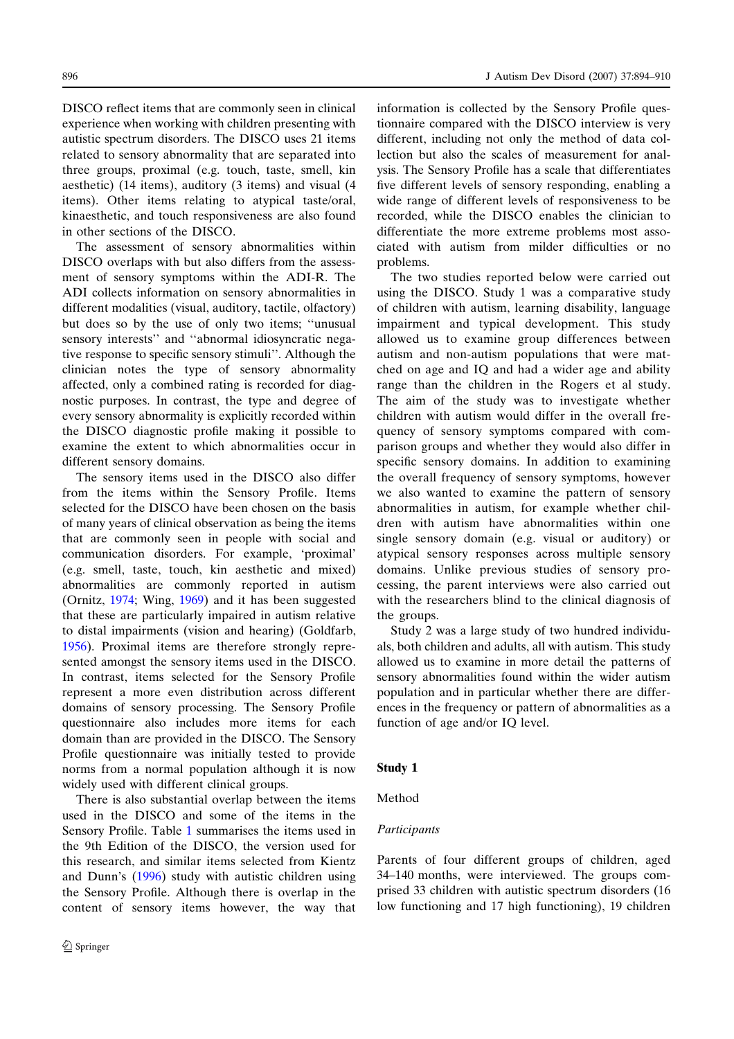DISCO reflect items that are commonly seen in clinical experience when working with children presenting with autistic spectrum disorders. The DISCO uses 21 items related to sensory abnormality that are separated into three groups, proximal (e.g. touch, taste, smell, kin aesthetic) (14 items), auditory (3 items) and visual (4 items). Other items relating to atypical taste/oral, kinaesthetic, and touch responsiveness are also found in other sections of the DISCO.

The assessment of sensory abnormalities within DISCO overlaps with but also differs from the assessment of sensory symptoms within the ADI-R. The ADI collects information on sensory abnormalities in different modalities (visual, auditory, tactile, olfactory) but does so by the use of only two items; "unusual sensory interests" and "abnormal idiosyncratic negative response to specific sensory stimuli". Although the clinician notes the type of sensory abnormality affected, only a combined rating is recorded for diagnostic purposes. In contrast, the type and degree of every sensory abnormality is explicitly recorded within the DISCO diagnostic profile making it possible to examine the extent to which abnormalities occur in different sensory domains.

The sensory items used in the DISCO also differ from the items within the Sensory Profile. Items selected for the DISCO have been chosen on the basis of many years of clinical observation as being the items that are commonly seen in people with social and communication disorders. For example, 'proximal' (e.g. smell, taste, touch, kin aesthetic and mixed) abnormalities are commonly reported in autism (Ornitz, 1974; Wing, 1969) and it has been suggested that these are particularly impaired in autism relative to distal impairments (vision and hearing) (Goldfarb, 1956). Proximal items are therefore strongly represented amongst the sensory items used in the DISCO. In contrast, items selected for the Sensory Profile represent a more even distribution across different domains of sensory processing. The Sensory Profile questionnaire also includes more items for each domain than are provided in the DISCO. The Sensory Profile questionnaire was initially tested to provide norms from a normal population although it is now widely used with different clinical groups.

There is also substantial overlap between the items used in the DISCO and some of the items in the Sensory Profile. Table 1 summarises the items used in the 9th Edition of the DISCO, the version used for this research, and similar items selected from Kientz and Dunn's (1996) study with autistic children using the Sensory Profile. Although there is overlap in the content of sensory items however, the way that information is collected by the Sensory Profile questionnaire compared with the DISCO interview is very different, including not only the method of data collection but also the scales of measurement for analysis. The Sensory Profile has a scale that differentiates five different levels of sensory responding, enabling a wide range of different levels of responsiveness to be recorded, while the DISCO enables the clinician to differentiate the more extreme problems most associated with autism from milder difficulties or no problems.

The two studies reported below were carried out using the DISCO. Study 1 was a comparative study of children with autism, learning disability, language impairment and typical development. This study allowed us to examine group differences between autism and non-autism populations that were matched on age and IQ and had a wider age and ability range than the children in the Rogers et al study. The aim of the study was to investigate whether children with autism would differ in the overall frequency of sensory symptoms compared with comparison groups and whether they would also differ in specific sensory domains. In addition to examining the overall frequency of sensory symptoms, however we also wanted to examine the pattern of sensory abnormalities in autism, for example whether children with autism have abnormalities within one single sensory domain (e.g. visual or auditory) or atypical sensory responses across multiple sensory domains. Unlike previous studies of sensory processing, the parent interviews were also carried out with the researchers blind to the clinical diagnosis of the groups.

Study 2 was a large study of two hundred individuals, both children and adults, all with autism. This study allowed us to examine in more detail the patterns of sensory abnormalities found within the wider autism population and in particular whether there are differences in the frequency or pattern of abnormalities as a function of age and/or IQ level.

## Study 1

### Method

#### *Participants*

Parents of four different groups of children, aged 34–140 months, were interviewed. The groups comprised 33 children with autistic spectrum disorders (16 low functioning and 17 high functioning), 19 children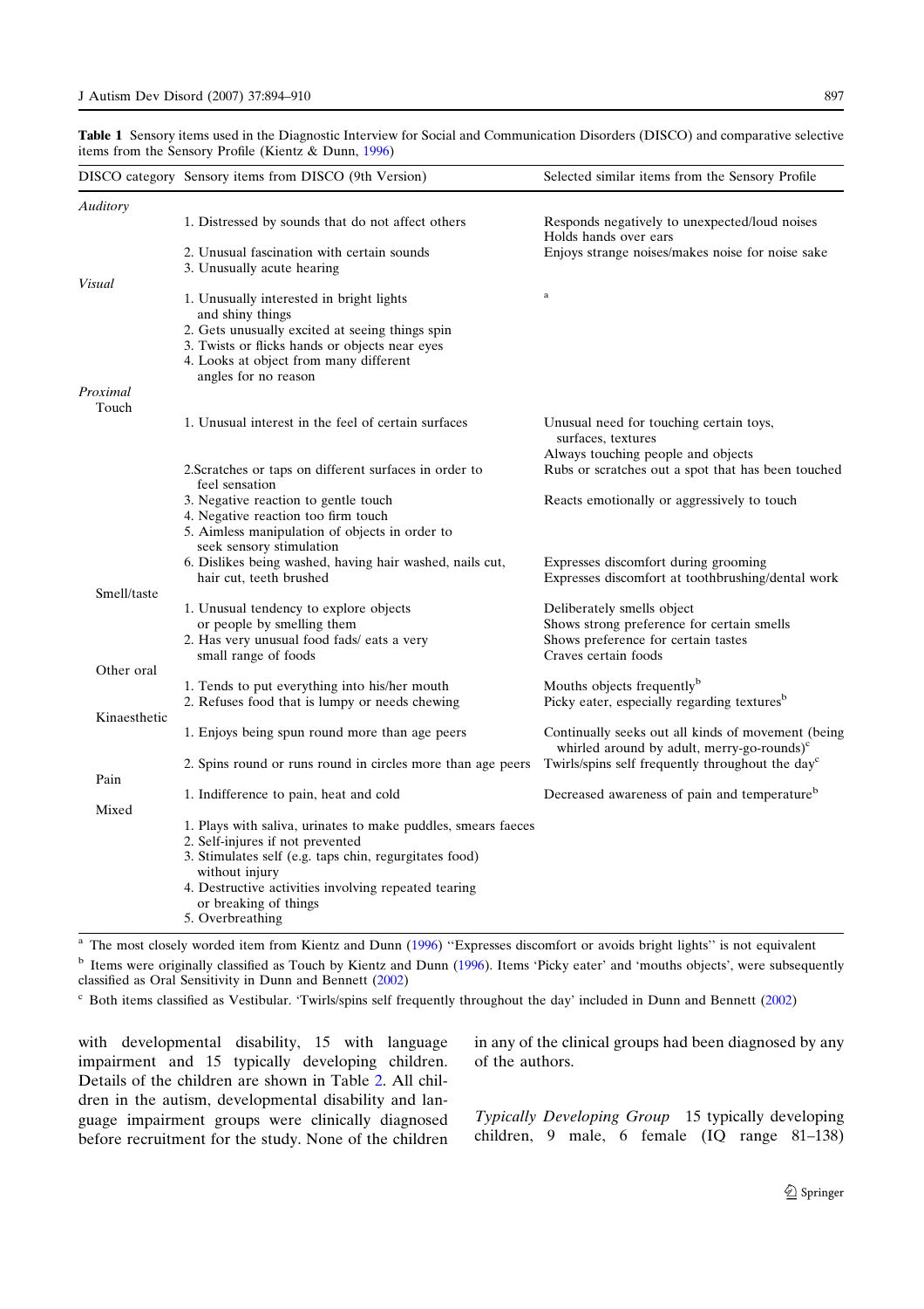**Table 1** Sensory items used in the Diagnostic Interview for Social and Communication Disorders (DISCO) and comparative selective items from the Sensory Profile (Kientz & Dunn, 1996)

| DISCO category | Sensory items from DISCO (9th Version) | Selected similar items from the Sensory Profile |
|---|---|---|
| *Auditory* | | |
| | 1. Distressed by sounds that do not affect others | Responds negatively to unexpected/loud noises<br>Holds hands over ears |
| | 2. Unusual fascination with certain sounds | Enjoys strange noises/makes noise for noise sake |
| | 3. Unusually acute hearing | |
| *Visual* | | |
| | 1. Unusually interested in bright lights and shiny things | [a] |
| | 2. Gets unusually excited at seeing things spin | |
| | 3. Twists or flicks hands or objects near eyes | |
| | 4. Looks at object from many different angles for no reason | |
| *Proximal* | | |
| Touch | | |
| | 1. Unusual interest in the feel of certain surfaces | Unusual need for touching certain toys, surfaces, textures<br>Always touching people and objects |
| | 2.Scratches or taps on different surfaces in order to feel sensation | Rubs or scratches out a spot that has been touched |
| | 3. Negative reaction to gentle touch | Reacts emotionally or aggressively to touch |
| | 4. Negative reaction too firm touch | |
| | 5. Aimless manipulation of objects in order to seek sensory stimulation | |
| | 6. Dislikes being washed, having hair washed, nails cut, hair cut, teeth brushed | Expresses discomfort during grooming<br>Expresses discomfort at toothbrushing/dental work |
| Smell/taste | | |
| | 1. Unusual tendency to explore objects or people by smelling them | Deliberately smells object<br>Shows strong preference for certain smells |
| | 2. Has very unusual food fads/ eats a very small range of foods | Shows preference for certain tastes<br>Craves certain foods |
| Other oral | | |
| | 1. Tends to put everything into his/her mouth | Mouths objects frequently[b] |
| | 2. Refuses food that is lumpy or needs chewing | Picky eater, especially regarding textures[b] |
| Kinaesthetic | | |
| | 1. Enjoys being spun round more than age peers | Continually seeks out all kinds of movement (being whirled around by adult, merry-go-rounds)[c] |
| | 2. Spins round or runs round in circles more than age peers | Twirls/spins self frequently throughout the day[c] |
| Pain | | |
| | 1. Indifference to pain, heat and cold | Decreased awareness of pain and temperature[b] |
| Mixed | | |
| | 1. Plays with saliva, urinates to make puddles, smears faeces | |
| | 2. Self-injures if not prevented | |
| | 3. Stimulates self (e.g. taps chin, regurgitates food) without injury | |
| | 4. Destructive activities involving repeated tearing or breaking of things | |
| | 5. Overbreathing | |

[a] The most closely worded item from Kientz and Dunn (1996) "Expresses discomfort or avoids bright lights" is not equivalent

[b] Items were originally classified as Touch by Kientz and Dunn (1996). Items 'Picky eater' and 'mouths objects', were subsequently classified as Oral Sensitivity in Dunn and Bennett (2002)

[c] Both items classified as Vestibular. 'Twirls/spins self frequently throughout the day' included in Dunn and Bennett (2002)

with developmental disability, 15 with language impairment and 15 typically developing children. Details of the children are shown in Table 2. All children in the autism, developmental disability and language impairment groups were clinically diagnosed before recruitment for the study. None of the children in any of the clinical groups had been diagnosed by any of the authors.

*Typically Developing Group* 15 typically developing children, 9 male, 6 female (IQ range 81–138)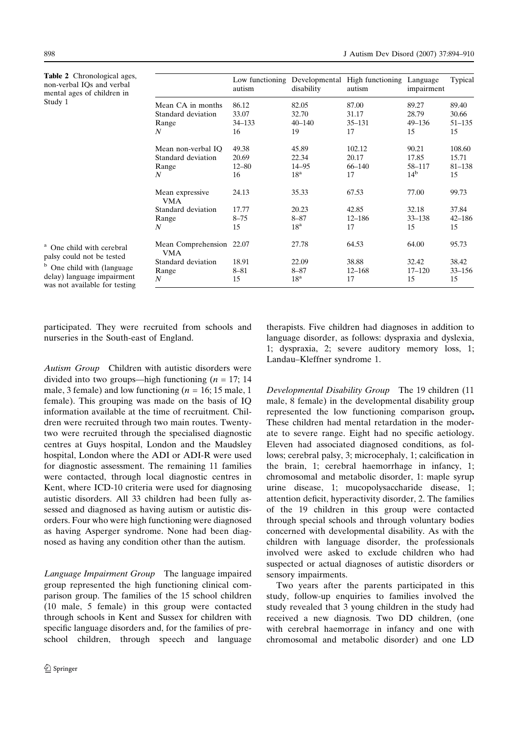**Table 2** Chronological ages, non-verbal IQs and verbal mental ages of children in Study 1

| | Low functioning autism | Developmental disability | High functioning autism | Language impairment | Typical |
|---|---|---|---|---|---|
| Mean CA in months | 86.12 | 82.05 | 87.00 | 89.27 | 89.40 |
| Standard deviation | 33.07 | 32.70 | 31.17 | 28.79 | 30.66 |
| Range | 34–133 | 40–140 | 35–131 | 49–136 | 51–135 |
| *N* | 16 | 19 | 17 | 15 | 15 |
| Mean non-verbal IQ | 49.38 | 45.89 | 102.12 | 90.21 | 108.60 |
| Standard deviation | 20.69 | 22.34 | 20.17 | 17.85 | 15.71 |
| Range | 12–80 | 14–95 | 66–140 | 58–117 | 81–138 |
| *N* | 16 | 18[a] | 17 | 14[b] | 15 |
| Mean expressive VMA | 24.13 | 35.33 | 67.53 | 77.00 | 99.73 |
| Standard deviation | 17.77 | 20.23 | 42.85 | 32.18 | 37.84 |
| Range | 8–75 | 8–87 | 12–186 | 33–138 | 42–186 |
| *N* | 15 | 18[a] | 17 | 15 | 15 |
| Mean Comprehension VMA | 22.07 | 27.78 | 64.53 | 64.00 | 95.73 |
| Standard deviation | 18.91 | 22.09 | 38.88 | 32.42 | 38.42 |
| Range | 8–81 | 8–87 | 12–168 | 17–120 | 33–156 |
| *N* | 15 | 18[a] | 17 | 15 | 15 |

[a] One child with cerebral palsy could not be tested

[b] One child with (language delay) language impairment was not available for testing

participated. They were recruited from schools and nurseries in the South-east of England.

*Autism Group* Children with autistic disorders were divided into two groups—high functioning ($n = 17$; 14 male, 3 female) and low functioning ($n = 16$; 15 male, 1 female). This grouping was made on the basis of IQ information available at the time of recruitment. Children were recruited through two main routes. Twenty-two were recruited through the specialised diagnostic centres at Guys hospital, London and the Maudsley hospital, London where the ADI or ADI-R were used for diagnostic assessment. The remaining 11 families were contacted, through local diagnostic centres in Kent, where ICD-10 criteria were used for diagnosing autistic disorders. All 33 children had been fully assessed and diagnosed as having autism or autistic disorders. Four who were high functioning were diagnosed as having Asperger syndrome. None had been diagnosed as having any condition other than the autism.

*Language Impairment Group* The language impaired group represented the high functioning clinical comparison group. The families of the 15 school children (10 male, 5 female) in this group were contacted through schools in Kent and Sussex for children with specific language disorders and, for the families of preschool children, through speech and language therapists. Five children had diagnoses in addition to language disorder, as follows: dyspraxia and dyslexia, 1; dyspraxia, 2; severe auditory memory loss, 1; Landau–Kleffner syndrome 1.

*Developmental Disability Group* The 19 children (11 male, 8 female) in the developmental disability group represented the low functioning comparison group**.** These children had mental retardation in the moderate to severe range. Eight had no specific aetiology. Eleven had associated diagnosed conditions, as follows; cerebral palsy, 3; microcephaly, 1; calcification in the brain, 1; cerebral haemorrhage in infancy, 1; chromosomal and metabolic disorder, 1: maple syrup urine disease, 1; mucopolysaccharide disease, 1; attention deficit, hyperactivity disorder, 2. The families of the 19 children in this group were contacted through special schools and through voluntary bodies concerned with developmental disability. As with the children with language disorder, the professionals involved were asked to exclude children who had suspected or actual diagnoses of autistic disorders or sensory impairments.

Two years after the parents participated in this study, follow-up enquiries to families involved the study revealed that 3 young children in the study had received a new diagnosis. Two DD children, (one with cerebral haemorrage in infancy and one with chromosomal and metabolic disorder) and one LD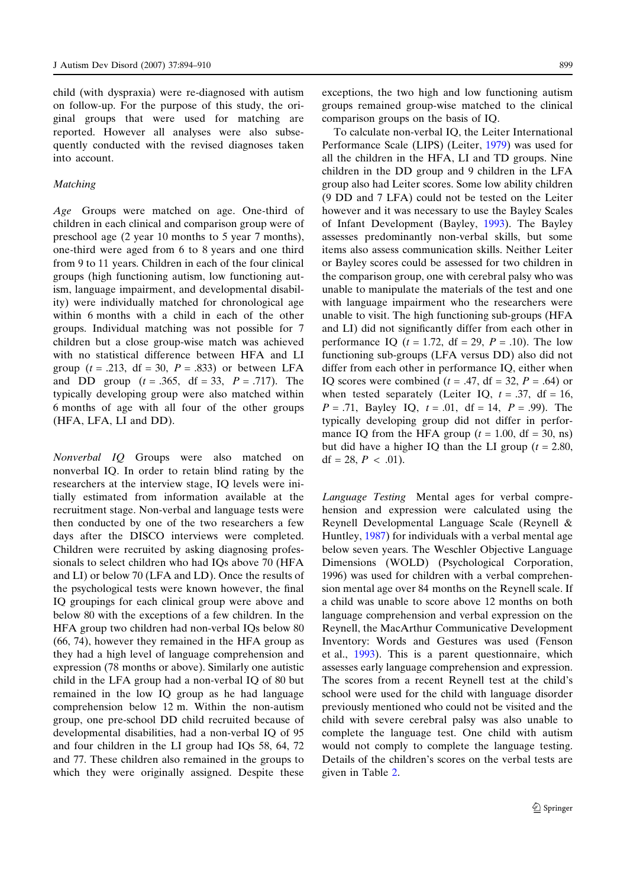child (with dyspraxia) were re-diagnosed with autism on follow-up. For the purpose of this study, the original groups that were used for matching are reported. However all analyses were also subsequently conducted with the revised diagnoses taken into account.

### Matching

*Age* Groups were matched on age. One-third of children in each clinical and comparison group were of preschool age (2 year 10 months to 5 year 7 months), one-third were aged from 6 to 8 years and one third from 9 to 11 years. Children in each of the four clinical groups (high functioning autism, low functioning autism, language impairment, and developmental disability) were individually matched for chronological age within 6 months with a child in each of the other groups. Individual matching was not possible for 7 children but a close group-wise match was achieved with no statistical difference between HFA and LI group ($t = .213$, df = 30, $P = .833$) or between LFA and DD group ($t = .365$, df = 33, $P = .717$). The typically developing group were also matched within 6 months of age with all four of the other groups (HFA, LFA, LI and DD).

*Nonverbal IQ* Groups were also matched on nonverbal IQ. In order to retain blind rating by the researchers at the interview stage, IQ levels were initially estimated from information available at the recruitment stage. Non-verbal and language tests were then conducted by one of the two researchers a few days after the DISCO interviews were completed. Children were recruited by asking diagnosing professionals to select children who had IQs above 70 (HFA and LI) or below 70 (LFA and LD). Once the results of the psychological tests were known however, the final IQ groupings for each clinical group were above and below 80 with the exceptions of a few children. In the HFA group two children had non-verbal IQs below 80 (66, 74), however they remained in the HFA group as they had a high level of language comprehension and expression (78 months or above). Similarly one autistic child in the LFA group had a non-verbal IQ of 80 but remained in the low IQ group as he had language comprehension below 12 m. Within the non-autism group, one pre-school DD child recruited because of developmental disabilities, had a non-verbal IQ of 95 and four children in the LI group had IQs 58, 64, 72 and 77. These children also remained in the groups to which they were originally assigned. Despite these exceptions, the two high and low functioning autism groups remained group-wise matched to the clinical comparison groups on the basis of IQ.

To calculate non-verbal IQ, the Leiter International Performance Scale (LIPS) (Leiter, 1979) was used for all the children in the HFA, LI and TD groups. Nine children in the DD group and 9 children in the LFA group also had Leiter scores. Some low ability children (9 DD and 7 LFA) could not be tested on the Leiter however and it was necessary to use the Bayley Scales of Infant Development (Bayley, 1993). The Bayley assesses predominantly non-verbal skills, but some items also assess communication skills. Neither Leiter or Bayley scores could be assessed for two children in the comparison group, one with cerebral palsy who was unable to manipulate the materials of the test and one with language impairment who the researchers were unable to visit. The high functioning sub-groups (HFA and LI) did not significantly differ from each other in performance IQ ($t = 1.72$, df = 29, $P = .10$). The low functioning sub-groups (LFA versus DD) also did not differ from each other in performance IQ, either when IQ scores were combined ($t = .47$, df = 32, $P = .64$) or when tested separately (Leiter IQ, $t = .37$, df = 16, $P = .71$, Bayley IQ, $t = .01$, df = 14, $P = .99$). The typically developing group did not differ in performance IQ from the HFA group ($t = 1.00$, df = 30, ns) but did have a higher IQ than the LI group ($t = 2.80$, df = 28, $P < .01$).

*Language Testing* Mental ages for verbal comprehension and expression were calculated using the Reynell Developmental Language Scale (Reynell & Huntley, 1987) for individuals with a verbal mental age below seven years. The Weschler Objective Language Dimensions (WOLD) (Psychological Corporation, 1996) was used for children with a verbal comprehension mental age over 84 months on the Reynell scale. If a child was unable to score above 12 months on both language comprehension and verbal expression on the Reynell, the MacArthur Communicative Development Inventory: Words and Gestures was used (Fenson et al., 1993). This is a parent questionnaire, which assesses early language comprehension and expression. The scores from a recent Reynell test at the child's school were used for the child with language disorder previously mentioned who could not be visited and the child with severe cerebral palsy was also unable to complete the language test. One child with autism would not comply to complete the language testing. Details of the children's scores on the verbal tests are given in Table 2.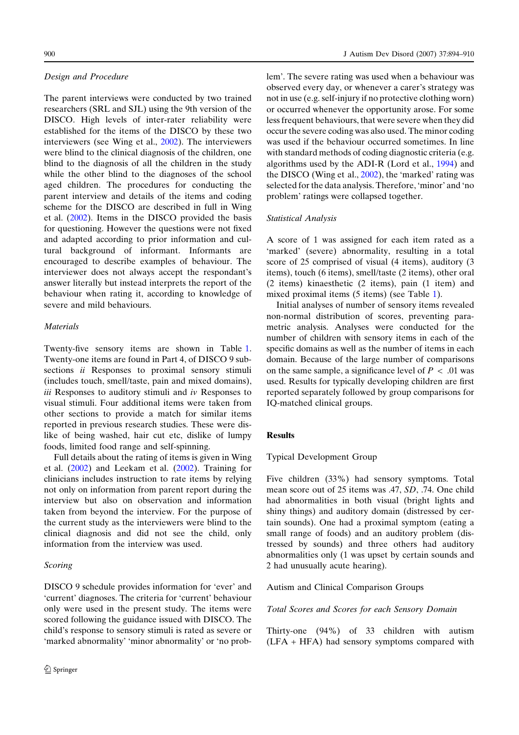### Design and Procedure

The parent interviews were conducted by two trained researchers (SRL and SJL) using the 9th version of the DISCO. High levels of inter-rater reliability were established for the items of the DISCO by these two interviewers (see Wing et al., 2002). The interviewers were blind to the clinical diagnosis of the children, one blind to the diagnosis of all the children in the study while the other blind to the diagnoses of the school aged children. The procedures for conducting the parent interview and details of the items and coding scheme for the DISCO are described in full in Wing et al. (2002). Items in the DISCO provided the basis for questioning. However the questions were not fixed and adapted according to prior information and cultural background of informant. Informants are encouraged to describe examples of behaviour. The interviewer does not always accept the respondant's answer literally but instead interprets the report of the behaviour when rating it, according to knowledge of severe and mild behaviours.

### Materials

Twenty-five sensory items are shown in Table 1. Twenty-one items are found in Part 4, of DISCO 9 subsections *ii* Responses to proximal sensory stimuli (includes touch, smell/taste, pain and mixed domains), *iii* Responses to auditory stimuli and *iv* Responses to visual stimuli. Four additional items were taken from other sections to provide a match for similar items reported in previous research studies. These were dislike of being washed, hair cut etc, dislike of lumpy foods, limited food range and self-spinning.

Full details about the rating of items is given in Wing et al. (2002) and Leekam et al. (2002). Training for clinicians includes instruction to rate items by relying not only on information from parent report during the interview but also on observation and information taken from beyond the interview. For the purpose of the current study as the interviewers were blind to the clinical diagnosis and did not see the child, only information from the interview was used.

### Scoring

DISCO 9 schedule provides information for 'ever' and 'current' diagnoses. The criteria for 'current' behaviour only were used in the present study. The items were scored following the guidance issued with DISCO. The child's response to sensory stimuli is rated as severe or 'marked abnormality' 'minor abnormality' or 'no problem'. The severe rating was used when a behaviour was observed every day, or whenever a carer's strategy was not in use (e.g. self-injury if no protective clothing worn) or occurred whenever the opportunity arose. For some less frequent behaviours, that were severe when they did occur the severe coding was also used. The minor coding was used if the behaviour occurred sometimes. In line with standard methods of coding diagnostic criteria (e.g. algorithms used by the ADI-R (Lord et al., 1994) and the DISCO (Wing et al., 2002), the 'marked' rating was selected for the data analysis. Therefore, 'minor' and 'no problem' ratings were collapsed together.

### Statistical Analysis

A score of 1 was assigned for each item rated as a 'marked' (severe) abnormality, resulting in a total score of 25 comprised of visual (4 items), auditory (3 items), touch (6 items), smell/taste (2 items), other oral (2 items) kinaesthetic (2 items), pain (1 item) and mixed proximal items (5 items) (see Table 1).

Initial analyses of number of sensory items revealed non-normal distribution of scores, preventing parametric analysis. Analyses were conducted for the number of children with sensory items in each of the specific domains as well as the number of items in each domain. Because of the large number of comparisons on the same sample, a significance level of $P < .01$ was used. Results for typically developing children are first reported separately followed by group comparisons for IQ-matched clinical groups.

## Results

### Typical Development Group

Five children (33%) had sensory symptoms. Total mean score out of 25 items was .47, *SD*, .74. One child had abnormalities in both visual (bright lights and shiny things) and auditory domain (distressed by certain sounds). One had a proximal symptom (eating a small range of foods) and an auditory problem (distressed by sounds) and three others had auditory abnormalities only (1 was upset by certain sounds and 2 had unusually acute hearing).

### Autism and Clinical Comparison Groups

#### Total Scores and Scores for each Sensory Domain

Thirty-one (94%) of 33 children with autism (LFA + HFA) had sensory symptoms compared with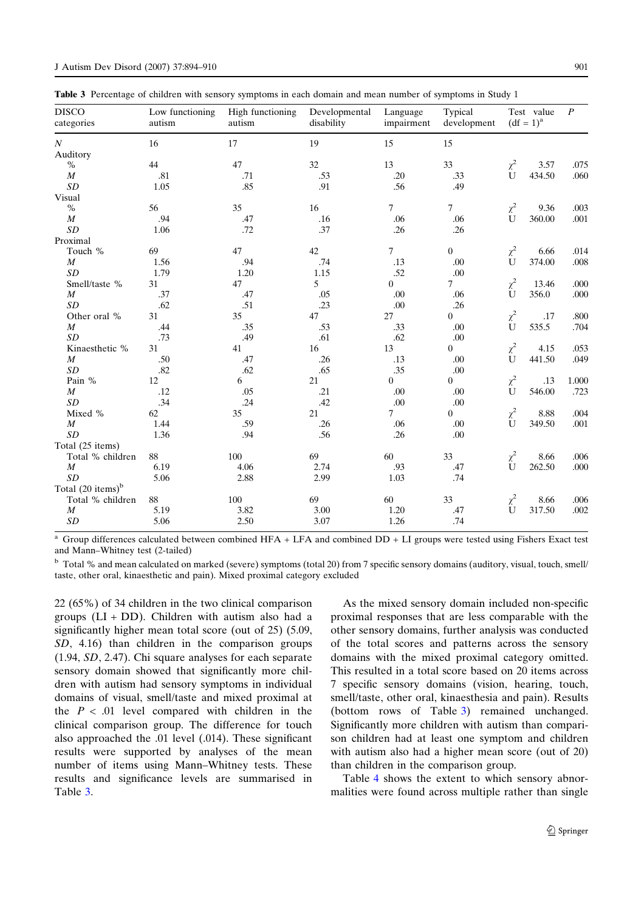**Table 3** Percentage of children with sensory symptoms in each domain and mean number of symptoms in Study 1

| DISCO categories | Low functioning autism | High functioning autism | Developmental disability | Language impairment | Typical development | Test value (df = 1)[a] | | P |
|---|---|---|---|---|---|---|---|---|
| N | 16 | 17 | 19 | 15 | 15 | | | |
| Auditory | | | | | | | | |
| % | 44 | 47 | 32 | 13 | 33 | $\chi^2$ | 3.57 | .075 |
| M | .81 | .71 | .53 | .20 | .33 | U | 434.50 | .060 |
| SD | 1.05 | .85 | .91 | .56 | .49 | | | |
| Visual | | | | | | | | |
| % | 56 | 35 | 16 | 7 | 7 | $\chi^2$ | 9.36 | .003 |
| M | .94 | .47 | .16 | .06 | .06 | U | 360.00 | .001 |
| SD | 1.06 | .72 | .37 | .26 | .26 | | | |
| Proximal | | | | | | | | |
| Touch % | 69 | 47 | 42 | 7 | 0 | $\chi^2$ | 6.66 | .014 |
| M | 1.56 | .94 | .74 | .13 | .00 | U | 374.00 | .008 |
| SD | 1.79 | 1.20 | 1.15 | .52 | .00 | | | |
| Smell/taste % | 31 | 47 | 5 | 0 | 7 | $\chi^2$ | 13.46 | .000 |
| M | .37 | .47 | .05 | .00 | .06 | U | 356.0 | .000 |
| SD | .62 | .51 | .23 | .00 | .26 | | | |
| Other oral % | 31 | 35 | 47 | 27 | 0 | $\chi^2$ | .17 | .800 |
| M | .44 | .35 | .53 | .33 | .00 | U | 535.5 | .704 |
| SD | .73 | .49 | .61 | .62 | .00 | | | |
| Kinaesthetic % | 31 | 41 | 16 | 13 | 0 | $\chi^2$ | 4.15 | .053 |
| M | .50 | .47 | .26 | .13 | .00 | U | 441.50 | .049 |
| SD | .82 | .62 | .65 | .35 | .00 | | | |
| Pain % | 12 | 6 | 21 | 0 | 0 | $\chi^2$ | .13 | 1.000 |
| M | .12 | .05 | .21 | .00 | .00 | U | 546.00 | .723 |
| SD | .34 | .24 | .42 | .00 | .00 | | | |
| Mixed % | 62 | 35 | 21 | 7 | 0 | $\chi^2$ | 8.88 | .004 |
| M | 1.44 | .59 | .26 | .06 | .00 | U | 349.50 | .001 |
| SD | 1.36 | .94 | .56 | .26 | .00 | | | |
| Total (25 items) | | | | | | | | |
| Total % children | 88 | 100 | 69 | 60 | 33 | $\chi^2$ | 8.66 | .006 |
| M | 6.19 | 4.06 | 2.74 | .93 | .47 | U | 262.50 | .000 |
| SD | 5.06 | 2.88 | 2.99 | 1.03 | .74 | | | |
| Total (20 items)[b] | | | | | | | | |
| Total % children | 88 | 100 | 69 | 60 | 33 | $\chi^2$ | 8.66 | .006 |
| M | 5.19 | 3.82 | 3.00 | 1.20 | .47 | U | 317.50 | .002 |
| SD | 5.06 | 2.50 | 3.07 | 1.26 | .74 | | | |

[a] Group differences calculated between combined HFA + LFA and combined DD + LI groups were tested using Fishers Exact test and Mann–Whitney test (2-tailed)

[b] Total % and mean calculated on marked (severe) symptoms (total 20) from 7 specific sensory domains (auditory, visual, touch, smell/taste, other oral, kinaesthetic and pain). Mixed proximal category excluded

22 (65%) of 34 children in the two clinical comparison groups (LI + DD). Children with autism also had a significantly higher mean total score (out of 25) (5.09, *SD*, 4.16) than children in the comparison groups (1.94, *SD*, 2.47). Chi square analyses for each separate sensory domain showed that significantly more children with autism had sensory symptoms in individual domains of visual, smell/taste and mixed proximal at the $P < .01$ level compared with children in the clinical comparison group. The difference for touch also approached the .01 level (.014). These significant results were supported by analyses of the mean number of items using Mann–Whitney tests. These results and significance levels are summarised in Table 3.

As the mixed sensory domain included non-specific proximal responses that are less comparable with the other sensory domains, further analysis was conducted of the total scores and patterns across the sensory domains with the mixed proximal category omitted. This resulted in a total score based on 20 items across 7 specific sensory domains (vision, hearing, touch, smell/taste, other oral, kinaesthesia and pain). Results (bottom rows of Table 3) remained unchanged. Significantly more children with autism than comparison children had at least one symptom and children with autism also had a higher mean score (out of 20) than children in the comparison group.

Table 4 shows the extent to which sensory abnormalities were found across multiple rather than single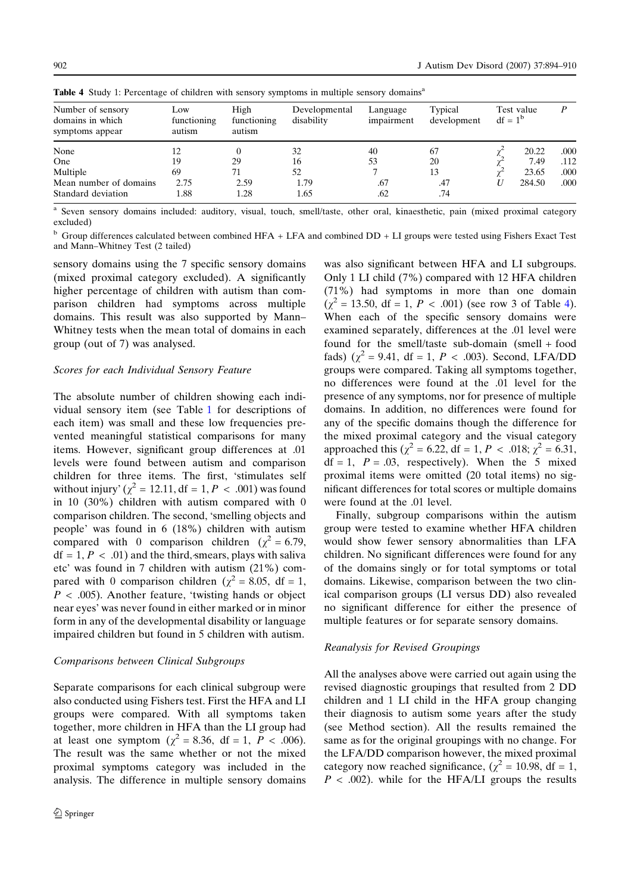**Table 4** Study 1: Percentage of children with sensory symptoms in multiple sensory domains[a]

| Number of sensory domains in which symptoms appear | Low functioning autism | High functioning autism | Developmental disability | Language impairment | Typical development | Test value df = 1[b] | | P |
|---|---|---|---|---|---|---|---|---|
| None | 12 | 0 | 32 | 40 | 67 | $\chi^2$ | 20.22 | .000 |
| One | 19 | 29 | 16 | 53 | 20 | $\chi^2$ | 7.49 | .112 |
| Multiple | 69 | 71 | 52 | 7 | 13 | $\chi^2$ | 23.65 | .000 |
| Mean number of domains | 2.75 | 2.59 | 1.79 | .67 | .47 | $U$ | 284.50 | .000 |
| Standard deviation | 1.88 | 1.28 | 1.65 | .62 | .74 | | | |

[a] Seven sensory domains included: auditory, visual, touch, smell/taste, other oral, kinaesthetic, pain (mixed proximal category excluded)

[b] Group differences calculated between combined HFA + LFA and combined DD + LI groups were tested using Fishers Exact Test and Mann–Whitney Test (2 tailed)

sensory domains using the 7 specific sensory domains (mixed proximal category excluded). A significantly higher percentage of children with autism than comparison children had symptoms across multiple domains. This result was also supported by Mann–Whitney tests when the mean total of domains in each group (out of 7) was analysed.

#### Scores for each Individual Sensory Feature

The absolute number of children showing each individual sensory item (see Table 1 for descriptions of each item) was small and these low frequencies prevented meaningful statistical comparisons for many items. However, significant group differences at .01 levels were found between autism and comparison children for three items. The first, 'stimulates self without injury' ($\chi^2 = 12.11$, df = 1, $P < .001$) was found in 10 (30%) children with autism compared with 0 comparison children. The second, 'smelling objects and people' was found in 6 (18%) children with autism compared with 0 comparison children ($\chi^2 = 6.79$, df = 1, $P < .01$) and the third, 'smears, plays with saliva etc' was found in 7 children with autism (21%) compared with 0 comparison children ($\chi^2 = 8.05$, df = 1, $P < .005$). Another feature, 'twisting hands or object near eyes' was never found in either marked or in minor form in any of the developmental disability or language impaired children but found in 5 children with autism.

#### Comparisons between Clinical Subgroups

Separate comparisons for each clinical subgroup were also conducted using Fishers test. First the HFA and LI groups were compared. With all symptoms taken together, more children in HFA than the LI group had at least one symptom ($\chi^2 = 8.36$, df = 1, $P < .006$). The result was the same whether or not the mixed proximal symptoms category was included in the analysis. The difference in multiple sensory domains was also significant between HFA and LI subgroups. Only 1 LI child (7%) compared with 12 HFA children (71%) had symptoms in more than one domain ($\chi^2 = 13.50$, df = 1, $P < .001$) (see row 3 of Table 4). When each of the specific sensory domains were examined separately, differences at the .01 level were found for the smell/taste sub-domain (smell + food fads) ($\chi^2 = 9.41$, df = 1, $P < .003$). Second, LFA/DD groups were compared. Taking all symptoms together, no differences were found at the .01 level for the presence of any symptoms, nor for presence of multiple domains. In addition, no differences were found for any of the specific domains though the difference for the mixed proximal category and the visual category approached this ($\chi^2 = 6.22$, df = 1, $P < .018$; $\chi^2 = 6.31$, df = 1, $P = .03$, respectively). When the 5 mixed proximal items were omitted (20 total items) no significant differences for total scores or multiple domains were found at the .01 level.

Finally, subgroup comparisons within the autism group were tested to examine whether HFA children would show fewer sensory abnormalities than LFA children. No significant differences were found for any of the domains singly or for total symptoms or total domains. Likewise, comparison between the two clinical comparison groups (LI versus DD) also revealed no significant difference for either the presence of multiple features or for separate sensory domains.

#### Reanalysis for Revised Groupings

All the analyses above were carried out again using the revised diagnostic groupings that resulted from 2 DD children and 1 LI child in the HFA group changing their diagnosis to autism some years after the study (see Method section). All the results remained the same as for the original groupings with no change. For the LFA/DD comparison however, the mixed proximal category now reached significance, ($\chi^2 = 10.98$, df = 1, $P < .002$). while for the HFA/LI groups the results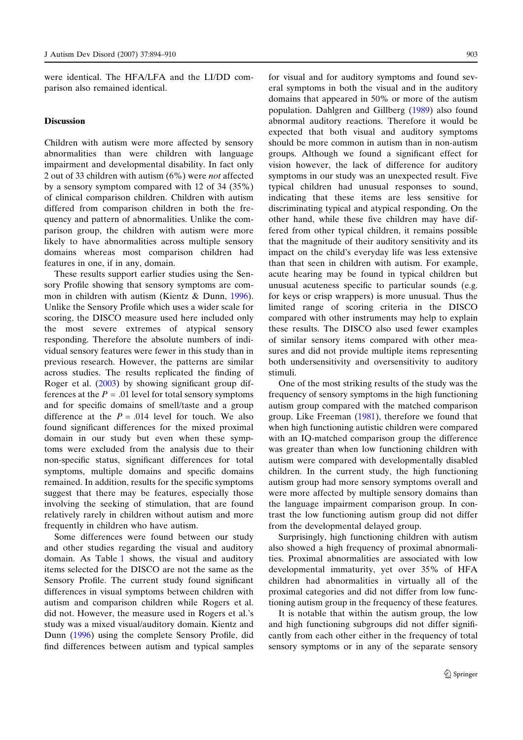were identical. The HFA/LFA and the LI/DD comparison also remained identical.

## Discussion

Children with autism were more affected by sensory abnormalities than were children with language impairment and developmental disability. In fact only 2 out of 33 children with autism (6%) were *not* affected by a sensory symptom compared with 12 of 34 (35%) of clinical comparison children. Children with autism differed from comparison children in both the frequency and pattern of abnormalities. Unlike the comparison group, the children with autism were more likely to have abnormalities across multiple sensory domains whereas most comparison children had features in one, if in any, domain.

These results support earlier studies using the Sensory Profile showing that sensory symptoms are common in children with autism (Kientz & Dunn, 1996). Unlike the Sensory Profile which uses a wider scale for scoring, the DISCO measure used here included only the most severe extremes of atypical sensory responding. Therefore the absolute numbers of individual sensory features were fewer in this study than in previous research. However, the patterns are similar across studies. The results replicated the finding of Roger et al. (2003) by showing significant group differences at the $P = .01$ level for total sensory symptoms and for specific domains of smell/taste and a group difference at the $P = .014$ level for touch. We also found significant differences for the mixed proximal domain in our study but even when these symptoms were excluded from the analysis due to their non-specific status, significant differences for total symptoms, multiple domains and specific domains remained. In addition, results for the specific symptoms suggest that there may be features, especially those involving the seeking of stimulation, that are found relatively rarely in children without autism and more frequently in children who have autism.

Some differences were found between our study and other studies regarding the visual and auditory domain. As Table 1 shows, the visual and auditory items selected for the DISCO are not the same as the Sensory Profile. The current study found significant differences in visual symptoms between children with autism and comparison children while Rogers et al. did not. However, the measure used in Rogers et al.'s study was a mixed visual/auditory domain. Kientz and Dunn (1996) using the complete Sensory Profile, did find differences between autism and typical samples for visual and for auditory symptoms and found several symptoms in both the visual and in the auditory domains that appeared in 50% or more of the autism population. Dahlgren and Gillberg (1989) also found abnormal auditory reactions. Therefore it would be expected that both visual and auditory symptoms should be more common in autism than in non-autism groups. Although we found a significant effect for vision however, the lack of difference for auditory symptoms in our study was an unexpected result. Five typical children had unusual responses to sound, indicating that these items are less sensitive for discriminating typical and atypical responding. On the other hand, while these five children may have differed from other typical children, it remains possible that the magnitude of their auditory sensitivity and its impact on the child's everyday life was less extensive than that seen in children with autism. For example, acute hearing may be found in typical children but unusual acuteness specific to particular sounds (e.g. for keys or crisp wrappers) is more unusual. Thus the limited range of scoring criteria in the DISCO compared with other instruments may help to explain these results. The DISCO also used fewer examples of similar sensory items compared with other measures and did not provide multiple items representing both undersensitivity and oversensitivity to auditory stimuli.

One of the most striking results of the study was the frequency of sensory symptoms in the high functioning autism group compared with the matched comparison group. Like Freeman (1981), therefore we found that when high functioning autistic children were compared with an IQ-matched comparison group the difference was greater than when low functioning children with autism were compared with developmentally disabled children. In the current study, the high functioning autism group had more sensory symptoms overall and were more affected by multiple sensory domains than the language impairment comparison group. In contrast the low functioning autism group did not differ from the developmental delayed group.

Surprisingly, high functioning children with autism also showed a high frequency of proximal abnormalities. Proximal abnormalities are associated with low developmental immaturity, yet over 35% of HFA children had abnormalities in virtually all of the proximal categories and did not differ from low functioning autism group in the frequency of these features.

It is notable that within the autism group, the low and high functioning subgroups did not differ significantly from each other either in the frequency of total sensory symptoms or in any of the separate sensory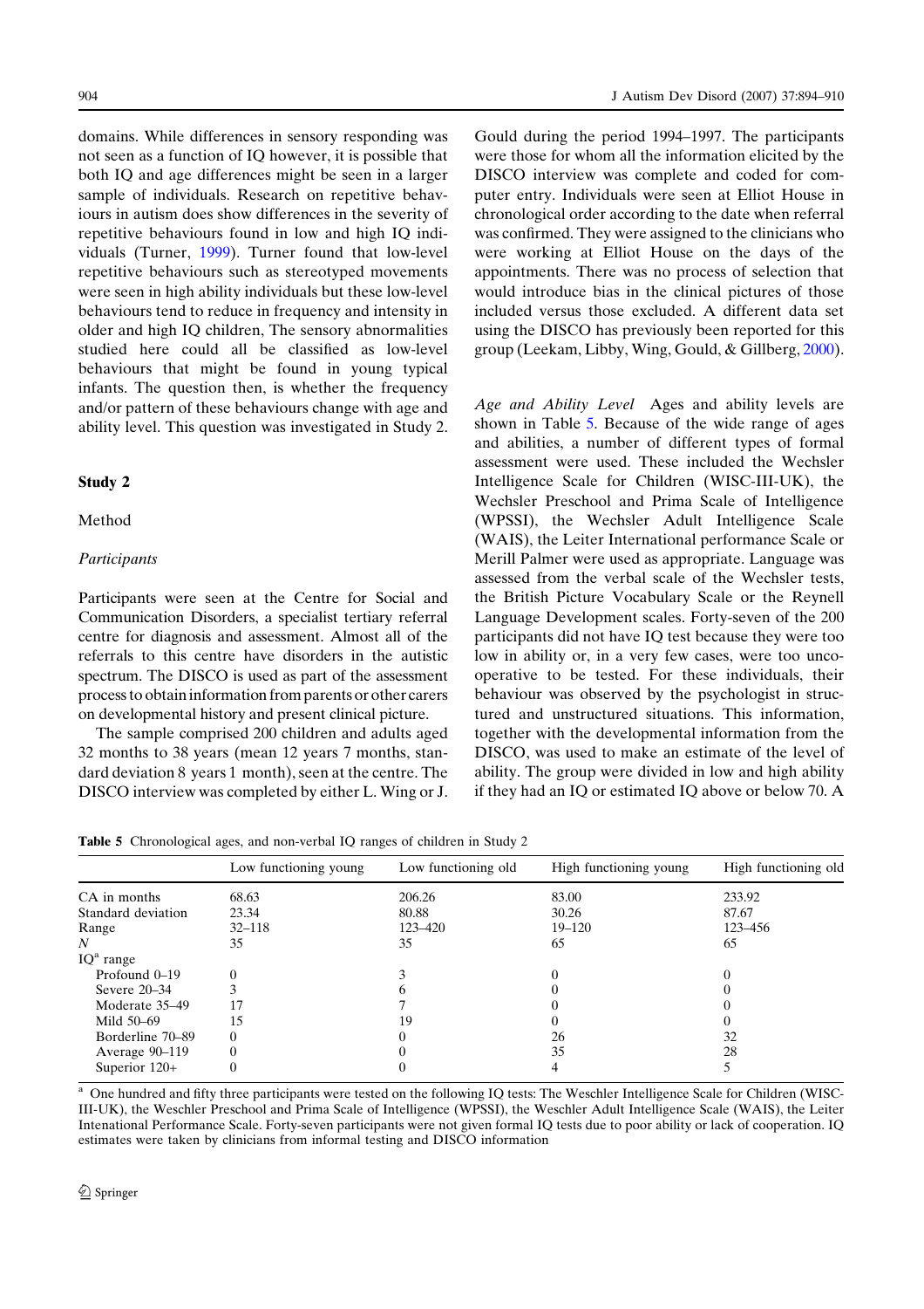domains. While differences in sensory responding was not seen as a function of IQ however, it is possible that both IQ and age differences might be seen in a larger sample of individuals. Research on repetitive behaviours in autism does show differences in the severity of repetitive behaviours found in low and high IQ individuals (Turner, 1999). Turner found that low-level repetitive behaviours such as stereotyped movements were seen in high ability individuals but these low-level behaviours tend to reduce in frequency and intensity in older and high IQ children, The sensory abnormalities studied here could all be classified as low-level behaviours that might be found in young typical infants. The question then, is whether the frequency and/or pattern of these behaviours change with age and ability level. This question was investigated in Study 2.

## Study 2

### Method

#### *Participants*

Participants were seen at the Centre for Social and Communication Disorders, a specialist tertiary referral centre for diagnosis and assessment. Almost all of the referrals to this centre have disorders in the autistic spectrum. The DISCO is used as part of the assessment process to obtain information from parents or other carers on developmental history and present clinical picture.

The sample comprised 200 children and adults aged 32 months to 38 years (mean 12 years 7 months, standard deviation 8 years 1 month), seen at the centre. The DISCO interview was completed by either L. Wing or J. Gould during the period 1994–1997. The participants were those for whom all the information elicited by the DISCO interview was complete and coded for computer entry. Individuals were seen at Elliot House in chronological order according to the date when referral was confirmed. They were assigned to the clinicians who were working at Elliot House on the days of the appointments. There was no process of selection that would introduce bias in the clinical pictures of those included versus those excluded. A different data set using the DISCO has previously been reported for this group (Leekam, Libby, Wing, Gould, & Gillberg, 2000).

*Age and Ability Level* Ages and ability levels are shown in Table 5. Because of the wide range of ages and abilities, a number of different types of formal assessment were used. These included the Wechsler Intelligence Scale for Children (WISC-III-UK), the Wechsler Preschool and Prima Scale of Intelligence (WPSSI), the Wechsler Adult Intelligence Scale (WAIS), the Leiter International performance Scale or Merill Palmer were used as appropriate. Language was assessed from the verbal scale of the Wechsler tests, the British Picture Vocabulary Scale or the Reynell Language Development scales. Forty-seven of the 200 participants did not have IQ test because they were too low in ability or, in a very few cases, were too uncooperative to be tested. For these individuals, their behaviour was observed by the psychologist in structured and unstructured situations. This information, together with the developmental information from the DISCO, was used to make an estimate of the level of ability. The group were divided in low and high ability if they had an IQ or estimated IQ above or below 70. A

**Table 5** Chronological ages, and non-verbal IQ ranges of children in Study 2

| | Low functioning young | Low functioning old | High functioning young | High functioning old |
|---|---|---|---|---|
| CA in months | 68.63 | 206.26 | 83.00 | 233.92 |
| Standard deviation | 23.34 | 80.88 | 30.26 | 87.67 |
| Range | 32–118 | 123–420 | 19–120 | 123–456 |
| *N* | 35 | 35 | 65 | 65 |
| IQ[a] range | | | | |
| Profound 0–19 | 0 | 3 | 0 | 0 |
| Severe 20–34 | 3 | 6 | 0 | 0 |
| Moderate 35–49 | 17 | 7 | 0 | 0 |
| Mild 50–69 | 15 | 19 | 0 | 0 |
| Borderline 70–89 | 0 | 0 | 26 | 32 |
| Average 90–119 | 0 | 0 | 35 | 28 |
| Superior 120+ | 0 | 0 | 4 | 5 |

[a] One hundred and fifty three participants were tested on the following IQ tests: The Weschler Intelligence Scale for Children (WISC-III-UK), the Weschler Preschool and Prima Scale of Intelligence (WPSSI), the Weschler Adult Intelligence Scale (WAIS), the Leiter Intenational Performance Scale. Forty-seven participants were not given formal IQ tests due to poor ability or lack of cooperation. IQ estimates were taken by clinicians from informal testing and DISCO information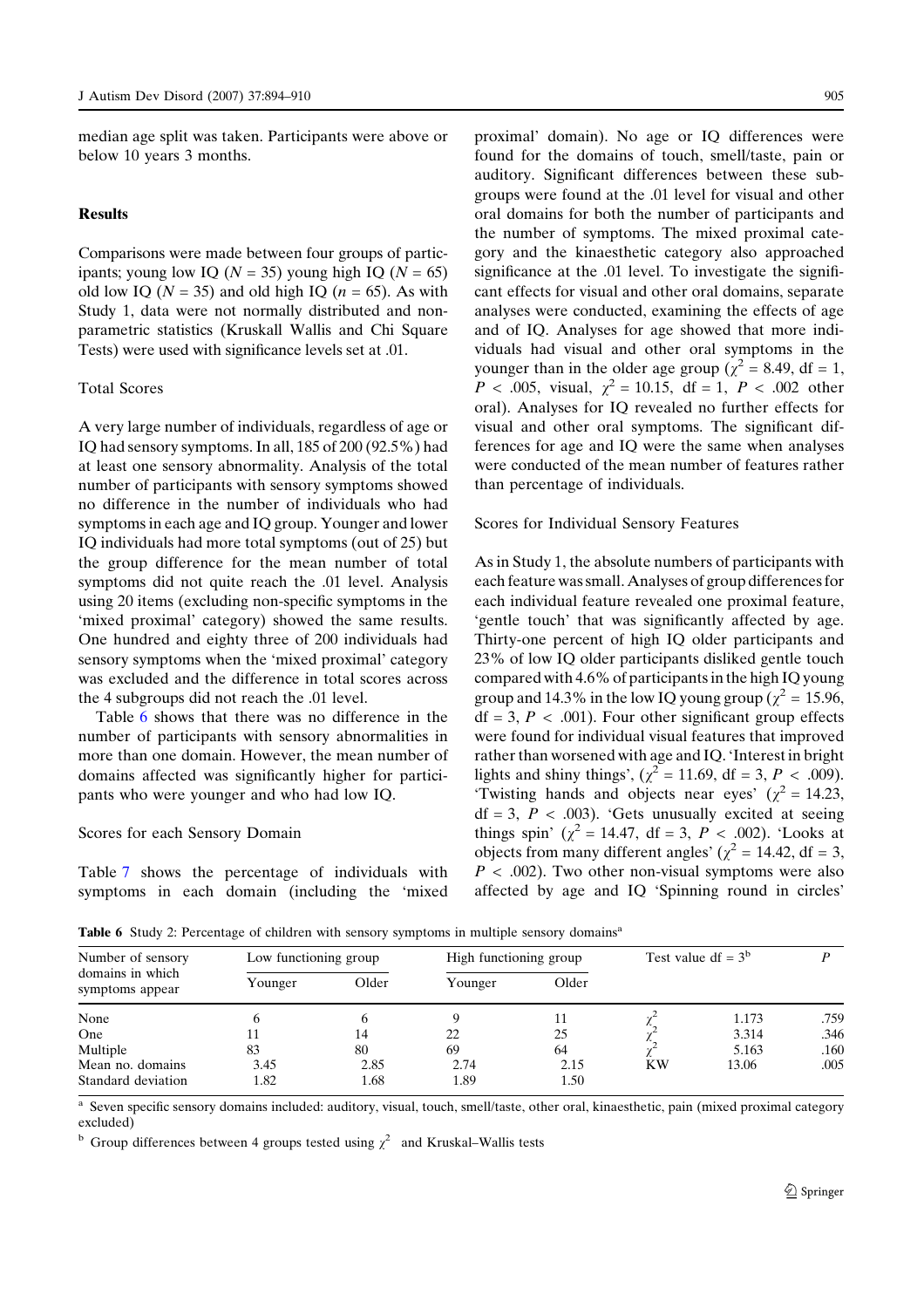median age split was taken. Participants were above or below 10 years 3 months.

## Results

Comparisons were made between four groups of participants; young low IQ ($N = 35$) young high IQ ($N = 65$) old low IQ ($N = 35$) and old high IQ ($n = 65$). As with Study 1, data were not normally distributed and non-parametric statistics (Kruskall Wallis and Chi Square Tests) were used with significance levels set at .01.

### Total Scores

A very large number of individuals, regardless of age or IQ had sensory symptoms. In all, 185 of 200 (92.5%) had at least one sensory abnormality. Analysis of the total number of participants with sensory symptoms showed no difference in the number of individuals who had symptoms in each age and IQ group. Younger and lower IQ individuals had more total symptoms (out of 25) but the group difference for the mean number of total symptoms did not quite reach the .01 level. Analysis using 20 items (excluding non-specific symptoms in the 'mixed proximal' category) showed the same results. One hundred and eighty three of 200 individuals had sensory symptoms when the 'mixed proximal' category was excluded and the difference in total scores across the 4 subgroups did not reach the .01 level.

Table 6 shows that there was no difference in the number of participants with sensory abnormalities in more than one domain. However, the mean number of domains affected was significantly higher for participants who were younger and who had low IQ.

### Scores for each Sensory Domain

Table 7 shows the percentage of individuals with symptoms in each domain (including the 'mixed proximal' domain). No age or IQ differences were found for the domains of touch, smell/taste, pain or auditory. Significant differences between these subgroups were found at the .01 level for visual and other oral domains for both the number of participants and the number of symptoms. The mixed proximal category and the kinaesthetic category also approached significance at the .01 level. To investigate the significant effects for visual and other oral domains, separate analyses were conducted, examining the effects of age and of IQ. Analyses for age showed that more individuals had visual and other oral symptoms in the younger than in the older age group ($\chi^2 = 8.49$, df = 1, $P < .005$, visual, $\chi^2 = 10.15$, df = 1, $P < .002$ other oral). Analyses for IQ revealed no further effects for visual and other oral symptoms. The significant differences for age and IQ were the same when analyses were conducted of the mean number of features rather than percentage of individuals.

### Scores for Individual Sensory Features

As in Study 1, the absolute numbers of participants with each feature was small. Analyses of group differences for each individual feature revealed one proximal feature, 'gentle touch' that was significantly affected by age. Thirty-one percent of high IQ older participants and 23% of low IQ older participants disliked gentle touch compared with 4.6% of participants in the high IQ young group and 14.3% in the low IQ young group ($\chi^2 = 15.96$, df = 3, $P < .001$). Four other significant group effects were found for individual visual features that improved rather than worsened with age and IQ. 'Interest in bright lights and shiny things', ($\chi^2 = 11.69$, df = 3, $P < .009$). 'Twisting hands and objects near eyes' ($\chi^2 = 14.23$, df = 3, $P < .003$). 'Gets unusually excited at seeing things spin' ($\chi^2 = 14.47$, df = 3, $P < .002$). 'Looks at objects from many different angles' ($\chi^2 = 14.42$, df = 3, $P < .002$). Two other non-visual symptoms were also affected by age and IQ 'Spinning round in circles'

**Table 6** Study 2: Percentage of children with sensory symptoms in multiple sensory domains[a]

| Number of sensory domains in which symptoms appear | Low functioning group | | High functioning group | | Test value df = 3[b] | | P |
|---|---|---|---|---|---|---|---|
| | Younger | Older | Younger | Older | | | |
| None | 6 | 6 | 9 | 11 | $\chi^2$ | 1.173 | .759 |
| One | 11 | 14 | 22 | 25 | $\chi^2$ | 3.314 | .346 |
| Multiple | 83 | 80 | 69 | 64 | $\chi^2$ | 5.163 | .160 |
| Mean no. domains | 3.45 | 2.85 | 2.74 | 2.15 | KW | 13.06 | .005 |
| Standard deviation | 1.82 | 1.68 | 1.89 | 1.50 | | | |

[a] Seven specific sensory domains included: auditory, visual, touch, smell/taste, other oral, kinaesthetic, pain (mixed proximal category excluded)

[b] Group differences between 4 groups tested using $\chi^2$ and Kruskal–Wallis tests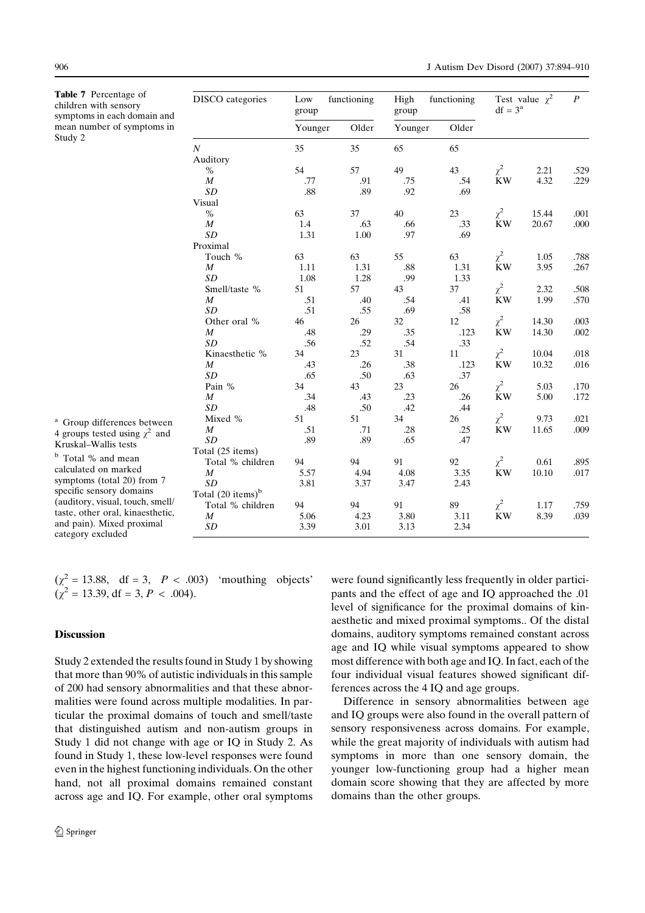**Table 7** Percentage of children with sensory symptoms in each domain and mean number of symptoms in Study 2

| DISCO categories | Low functioning group | | High functioning group | | Test value $\chi^2$ df = 3[a] | | $P$ |
|---|---|---|---|---|---|---|---|
| | Younger | Older | Younger | Older | | | |
| $N$ | 35 | 35 | 65 | 65 | | | |
| Auditory | | | | | | | |
| % | 54 | 57 | 49 | 43 | $\chi^2$ | 2.21 | .529 |
| $M$ | .77 | .91 | .75 | .54 | KW | 4.32 | .229 |
| $SD$ | .88 | .89 | .92 | .69 | | | |
| Visual | | | | | | | |
| % | 63 | 37 | 40 | 23 | $\chi^2$ | 15.44 | .001 |
| $M$ | 1.4 | .63 | .66 | .33 | KW | 20.67 | .000 |
| $SD$ | 1.31 | 1.00 | .97 | .69 | | | |
| Proximal | | | | | | | |
| Touch % | 63 | 63 | 55 | 63 | $\chi^2$ | 1.05 | .788 |
| $M$ | 1.11 | 1.31 | .88 | 1.31 | KW | 3.95 | .267 |
| $SD$ | 1.08 | 1.28 | .99 | 1.33 | | | |
| Smell/taste % | 51 | 57 | 43 | 37 | $\chi^2$ | 2.32 | .508 |
| $M$ | .51 | .40 | .54 | .41 | KW | 1.99 | .570 |
| $SD$ | .51 | .55 | .69 | .58 | | | |
| Other oral % | 46 | 26 | 32 | 12 | $\chi^2$ | 14.30 | .003 |
| $M$ | .48 | .29 | .35 | .123 | KW | 14.30 | .002 |
| $SD$ | .56 | .52 | .54 | .33 | | | |
| Kinaesthetic % | 34 | 23 | 31 | 11 | $\chi^2$ | 10.04 | .018 |
| $M$ | .43 | .26 | .38 | .123 | KW | 10.32 | .016 |
| $SD$ | .65 | .50 | .63 | .37 | | | |
| Pain % | 34 | 43 | 23 | 26 | $\chi^2$ | 5.03 | .170 |
| $M$ | .34 | .43 | .23 | .26 | KW | 5.00 | .172 |
| $SD$ | .48 | .50 | .42 | .44 | | | |
| Mixed % | 51 | 51 | 34 | 26 | $\chi^2$ | 9.73 | .021 |
| $M$ | .51 | .71 | .28 | .25 | KW | 11.65 | .009 |
| $SD$ | .89 | .89 | .65 | .47 | | | |
| Total (25 items) | | | | | | | |
| Total % children | 94 | 94 | 91 | 92 | $\chi^2$ | 0.61 | .895 |
| $M$ | 5.57 | 4.94 | 4.08 | 3.35 | KW | 10.10 | .017 |
| $SD$ | 3.81 | 3.37 | 3.47 | 2.43 | | | |
| Total (20 items)[b] | | | | | | | |
| Total % children | 94 | 94 | 91 | 89 | $\chi^2$ | 1.17 | .759 |
| $M$ | 5.06 | 4.23 | 3.80 | 3.11 | KW | 8.39 | .039 |
| $SD$ | 3.39 | 3.01 | 3.13 | 2.34 | | | |

[a] Group differences between 4 groups tested using $\chi^2$ and Kruskal–Wallis tests

[b] Total % and mean calculated on marked symptoms (total 20) from 7 specific sensory domains (auditory, visual, touch, smell/taste, other oral, kinaesthetic, and pain). Mixed proximal category excluded

($\chi^2$ = 13.88, df = 3, $P$ < .003) 'mouthing objects' ($\chi^2$ = 13.39, df = 3, $P$ < .004).

## Discussion

Study 2 extended the results found in Study 1 by showing that more than 90% of autistic individuals in this sample of 200 had sensory abnormalities and that these abnormalities were found across multiple modalities. In particular the proximal domains of touch and smell/taste that distinguished autism and non-autism groups in Study 1 did not change with age or IQ in Study 2. As found in Study 1, these low-level responses were found even in the highest functioning individuals. On the other hand, not all proximal domains remained constant across age and IQ. For example, other oral symptoms were found significantly less frequently in older participants and the effect of age and IQ approached the .01 level of significance for the proximal domains of kinaesthetic and mixed proximal symptoms.. Of the distal domains, auditory symptoms remained constant across age and IQ while visual symptoms appeared to show most difference with both age and IQ. In fact, each of the four individual visual features showed significant differences across the 4 IQ and age groups.

Difference in sensory abnormalities between age and IQ groups were also found in the overall pattern of sensory responsiveness across domains. For example, while the great majority of individuals with autism had symptoms in more than one sensory domain, the younger low-functioning group had a higher mean domain score showing that they are affected by more domains than the other groups.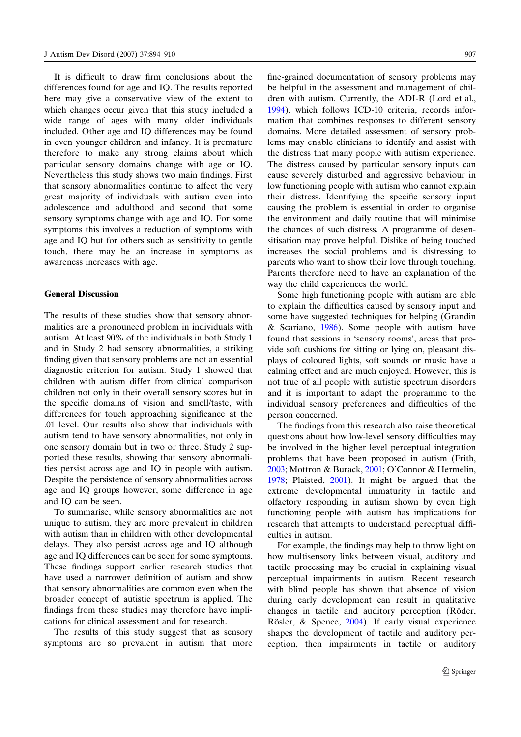It is difficult to draw firm conclusions about the differences found for age and IQ. The results reported here may give a conservative view of the extent to which changes occur given that this study included a wide range of ages with many older individuals included. Other age and IQ differences may be found in even younger children and infancy. It is premature therefore to make any strong claims about which particular sensory domains change with age or IQ. Nevertheless this study shows two main findings. First that sensory abnormalities continue to affect the very great majority of individuals with autism even into adolescence and adulthood and second that some sensory symptoms change with age and IQ. For some symptoms this involves a reduction of symptoms with age and IQ but for others such as sensitivity to gentle touch, there may be an increase in symptoms as awareness increases with age.

## General Discussion

The results of these studies show that sensory abnormalities are a pronounced problem in individuals with autism. At least 90% of the individuals in both Study 1 and in Study 2 had sensory abnormalities, a striking finding given that sensory problems are not an essential diagnostic criterion for autism. Study 1 showed that children with autism differ from clinical comparison children not only in their overall sensory scores but in the specific domains of vision and smell/taste, with differences for touch approaching significance at the .01 level. Our results also show that individuals with autism tend to have sensory abnormalities, not only in one sensory domain but in two or three. Study 2 supported these results, showing that sensory abnormalities persist across age and IQ in people with autism. Despite the persistence of sensory abnormalities across age and IQ groups however, some difference in age and IQ can be seen.

To summarise, while sensory abnormalities are not unique to autism, they are more prevalent in children with autism than in children with other developmental delays. They also persist across age and IQ although age and IQ differences can be seen for some symptoms. These findings support earlier research studies that have used a narrower definition of autism and show that sensory abnormalities are common even when the broader concept of autistic spectrum is applied. The findings from these studies may therefore have implications for clinical assessment and for research.

The results of this study suggest that as sensory symptoms are so prevalent in autism that more fine-grained documentation of sensory problems may be helpful in the assessment and management of children with autism. Currently, the ADI-R (Lord et al., 1994), which follows ICD-10 criteria, records information that combines responses to different sensory domains. More detailed assessment of sensory problems may enable clinicians to identify and assist with the distress that many people with autism experience. The distress caused by particular sensory inputs can cause severely disturbed and aggressive behaviour in low functioning people with autism who cannot explain their distress. Identifying the specific sensory input causing the problem is essential in order to organise the environment and daily routine that will minimise the chances of such distress. A programme of desensitisation may prove helpful. Dislike of being touched increases the social problems and is distressing to parents who want to show their love through touching. Parents therefore need to have an explanation of the way the child experiences the world.

Some high functioning people with autism are able to explain the difficulties caused by sensory input and some have suggested techniques for helping (Grandin & Scariano, 1986). Some people with autism have found that sessions in 'sensory rooms', areas that provide soft cushions for sitting or lying on, pleasant displays of coloured lights, soft sounds or music have a calming effect and are much enjoyed. However, this is not true of all people with autistic spectrum disorders and it is important to adapt the programme to the individual sensory preferences and difficulties of the person concerned.

The findings from this research also raise theoretical questions about how low-level sensory difficulties may be involved in the higher level perceptual integration problems that have been proposed in autism (Frith, 2003; Mottron & Burack, 2001; O'Connor & Hermelin, 1978; Plaisted, 2001). It might be argued that the extreme developmental immaturity in tactile and olfactory responding in autism shown by even high functioning people with autism has implications for research that attempts to understand perceptual difficulties in autism.

For example, the findings may help to throw light on how multisensory links between visual, auditory and tactile processing may be crucial in explaining visual perceptual impairments in autism. Recent research with blind people has shown that absence of vision during early development can result in qualitative changes in tactile and auditory perception (Röder, Rösler, & Spence, 2004). If early visual experience shapes the development of tactile and auditory perception, then impairments in tactile or auditory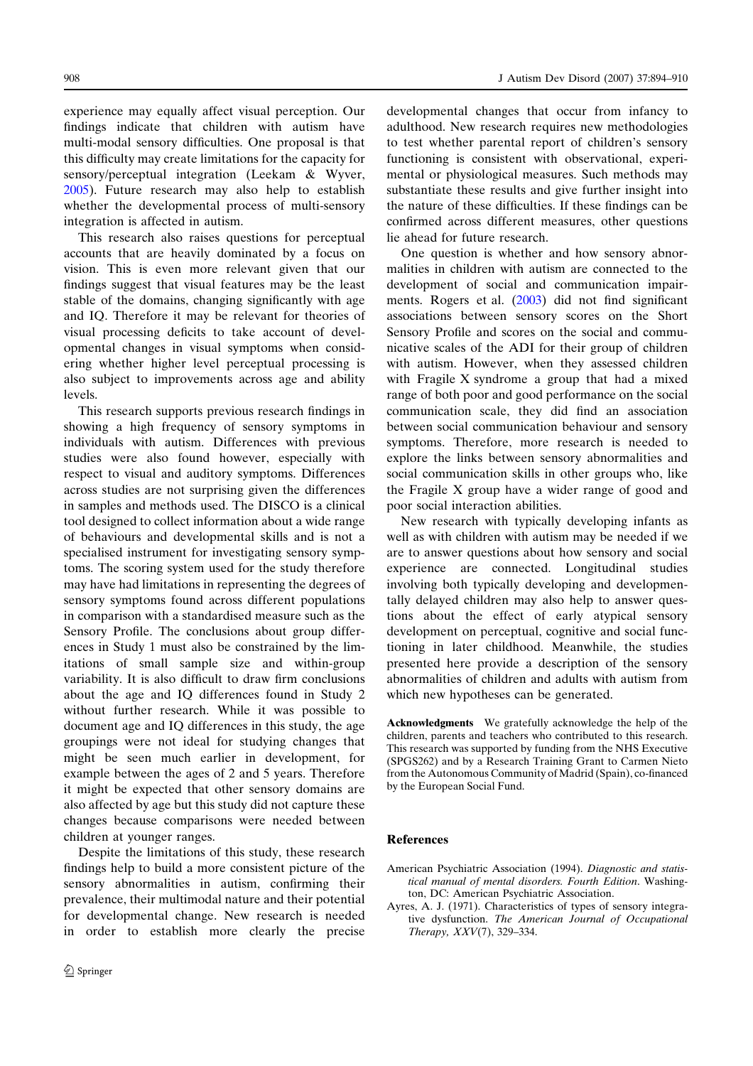experience may equally affect visual perception. Our findings indicate that children with autism have multi-modal sensory difficulties. One proposal is that this difficulty may create limitations for the capacity for sensory/perceptual integration (Leekam & Wyver, 2005). Future research may also help to establish whether the developmental process of multi-sensory integration is affected in autism.

This research also raises questions for perceptual accounts that are heavily dominated by a focus on vision. This is even more relevant given that our findings suggest that visual features may be the least stable of the domains, changing significantly with age and IQ. Therefore it may be relevant for theories of visual processing deficits to take account of developmental changes in visual symptoms when considering whether higher level perceptual processing is also subject to improvements across age and ability levels.

This research supports previous research findings in showing a high frequency of sensory symptoms in individuals with autism. Differences with previous studies were also found however, especially with respect to visual and auditory symptoms. Differences across studies are not surprising given the differences in samples and methods used. The DISCO is a clinical tool designed to collect information about a wide range of behaviours and developmental skills and is not a specialised instrument for investigating sensory symptoms. The scoring system used for the study therefore may have had limitations in representing the degrees of sensory symptoms found across different populations in comparison with a standardised measure such as the Sensory Profile. The conclusions about group differences in Study 1 must also be constrained by the limitations of small sample size and within-group variability. It is also difficult to draw firm conclusions about the age and IQ differences found in Study 2 without further research. While it was possible to document age and IQ differences in this study, the age groupings were not ideal for studying changes that might be seen much earlier in development, for example between the ages of 2 and 5 years. Therefore it might be expected that other sensory domains are also affected by age but this study did not capture these changes because comparisons were needed between children at younger ranges.

Despite the limitations of this study, these research findings help to build a more consistent picture of the sensory abnormalities in autism, confirming their prevalence, their multimodal nature and their potential for developmental change. New research is needed in order to establish more clearly the precise developmental changes that occur from infancy to adulthood. New research requires new methodologies to test whether parental report of children's sensory functioning is consistent with observational, experimental or physiological measures. Such methods may substantiate these results and give further insight into the nature of these difficulties. If these findings can be confirmed across different measures, other questions lie ahead for future research.

One question is whether and how sensory abnormalities in children with autism are connected to the development of social and communication impairments. Rogers et al. (2003) did not find significant associations between sensory scores on the Short Sensory Profile and scores on the social and communicative scales of the ADI for their group of children with autism. However, when they assessed children with Fragile X syndrome a group that had a mixed range of both poor and good performance on the social communication scale, they did find an association between social communication behaviour and sensory symptoms. Therefore, more research is needed to explore the links between sensory abnormalities and social communication skills in other groups who, like the Fragile X group have a wider range of good and poor social interaction abilities.

New research with typically developing infants as well as with children with autism may be needed if we are to answer questions about how sensory and social experience are connected. Longitudinal studies involving both typically developing and developmentally delayed children may also help to answer questions about the effect of early atypical sensory development on perceptual, cognitive and social functioning in later childhood. Meanwhile, the studies presented here provide a description of the sensory abnormalities of children and adults with autism from which new hypotheses can be generated.

**Acknowledgments** We gratefully acknowledge the help of the children, parents and teachers who contributed to this research. This research was supported by funding from the NHS Executive (SPGS262) and by a Research Training Grant to Carmen Nieto from the Autonomous Community of Madrid (Spain), co-financed by the European Social Fund.

## References

American Psychiatric Association (1994). *Diagnostic and statistical manual of mental disorders. Fourth Edition*. Washington, DC: American Psychiatric Association.

Ayres, A. J. (1971). Characteristics of types of sensory integrative dysfunction. *The American Journal of Occupational Therapy, XXV*(7), 329–334.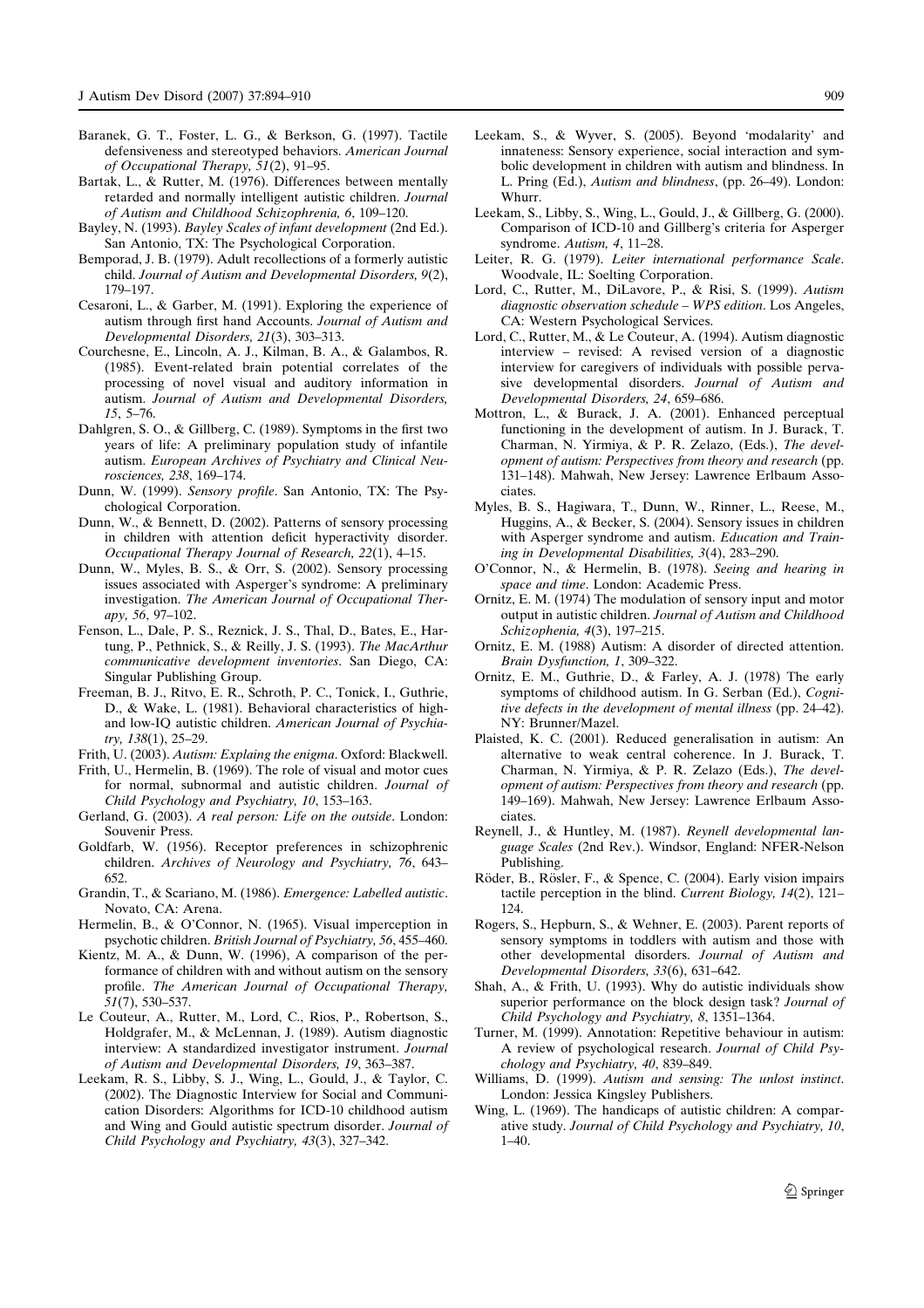Baranek, G. T., Foster, L. G., & Berkson, G. (1997). Tactile defensiveness and stereotyped behaviors. *American Journal of Occupational Therapy, 51*(2), 91–95.

Bartak, L., & Rutter, M. (1976). Differences between mentally retarded and normally intelligent autistic children. *Journal of Autism and Childhood Schizophrenia, 6*, 109–120.

Bayley, N. (1993). *Bayley Scales of infant development* (2nd Ed.). San Antonio, TX: The Psychological Corporation.

Bemporad, J. B. (1979). Adult recollections of a formerly autistic child. *Journal of Autism and Developmental Disorders, 9*(2), 179–197.

Cesaroni, L., & Garber, M. (1991). Exploring the experience of autism through first hand Accounts. *Journal of Autism and Developmental Disorders, 21*(3), 303–313.

Courchesne, E., Lincoln, A. J., Kilman, B. A., & Galambos, R. (1985). Event-related brain potential correlates of the processing of novel visual and auditory information in autism. *Journal of Autism and Developmental Disorders, 15*, 5–76.

Dahlgren, S. O., & Gillberg, C. (1989). Symptoms in the first two years of life: A preliminary population study of infantile autism. *European Archives of Psychiatry and Clinical Neurosciences, 238*, 169–174.

Dunn, W. (1999). *Sensory profile*. San Antonio, TX: The Psychological Corporation.

Dunn, W., & Bennett, D. (2002). Patterns of sensory processing in children with attention deficit hyperactivity disorder. *Occupational Therapy Journal of Research, 22*(1), 4–15.

Dunn, W., Myles, B. S., & Orr, S. (2002). Sensory processing issues associated with Asperger's syndrome: A preliminary investigation. *The American Journal of Occupational Therapy, 56*, 97–102.

Fenson, L., Dale, P. S., Reznick, J. S., Thal, D., Bates, E., Hartung, P., Pethnick, S., & Reilly, J. S. (1993). *The MacArthur communicative development inventories*. San Diego, CA: Singular Publishing Group.

Freeman, B. J., Ritvo, E. R., Schroth, P. C., Tonick, I., Guthrie, D., & Wake, L. (1981). Behavioral characteristics of high- and low-IQ autistic children. *American Journal of Psychiatry, 138*(1), 25–29.

Frith, U. (2003). *Autism: Explaing the enigma*. Oxford: Blackwell.

Frith, U., Hermelin, B. (1969). The role of visual and motor cues for normal, subnormal and autistic children. *Journal of Child Psychology and Psychiatry, 10*, 153–163.

Gerland, G. (2003). *A real person: Life on the outside*. London: Souvenir Press.

Goldfarb, W. (1956). Receptor preferences in schizophrenic children. *Archives of Neurology and Psychiatry, 76*, 643–652.

Grandin, T., & Scariano, M. (1986). *Emergence: Labelled autistic*. Novato, CA: Arena.

Hermelin, B., & O'Connor, N. (1965). Visual imperception in psychotic children. *British Journal of Psychiatry, 56*, 455–460.

Kientz, M. A., & Dunn, W. (1996), A comparison of the performance of children with and without autism on the sensory profile. *The American Journal of Occupational Therapy, 51*(7), 530–537.

Le Couteur, A., Rutter, M., Lord, C., Rios, P., Robertson, S., Holdgrafer, M., & McLennan, J. (1989). Autism diagnostic interview: A standardized investigator instrument. *Journal of Autism and Developmental Disorders, 19*, 363–387.

Leekam, R. S., Libby, S. J., Wing, L., Gould, J., & Taylor, C. (2002). The Diagnostic Interview for Social and Communication Disorders: Algorithms for ICD-10 childhood autism and Wing and Gould autistic spectrum disorder. *Journal of Child Psychology and Psychiatry, 43*(3), 327–342.

Leekam, S., & Wyver, S. (2005). Beyond 'modalarity' and innateness: Sensory experience, social interaction and symbolic development in children with autism and blindness. In L. Pring (Ed.), *Autism and blindness*, (pp. 26–49). London: Whurr.

Leekam, S., Libby, S., Wing, L., Gould, J., & Gillberg, G. (2000). Comparison of ICD-10 and Gillberg's criteria for Asperger syndrome. *Autism, 4*, 11–28.

Leiter, R. G. (1979). *Leiter international performance Scale*. Woodvale, IL: Soelting Corporation.

Lord, C., Rutter, M., DiLavore, P., & Risi, S. (1999). *Autism diagnostic observation schedule – WPS edition*. Los Angeles, CA: Western Psychological Services.

Lord, C., Rutter, M., & Le Couteur, A. (1994). Autism diagnostic interview – revised: A revised version of a diagnostic interview for caregivers of individuals with possible pervasive developmental disorders. *Journal of Autism and Developmental Disorders, 24*, 659–686.

Mottron, L., & Burack, J. A. (2001). Enhanced perceptual functioning in the development of autism. In J. Burack, T. Charman, N. Yirmiya, & P. R. Zelazo, (Eds.), *The development of autism: Perspectives from theory and research* (pp. 131–148). Mahwah, New Jersey: Lawrence Erlbaum Associates.

Myles, B. S., Hagiwara, T., Dunn, W., Rinner, L., Reese, M., Huggins, A., & Becker, S. (2004). Sensory issues in children with Asperger syndrome and autism. *Education and Training in Developmental Disabilities, 3*(4), 283–290.

O'Connor, N., & Hermelin, B. (1978). *Seeing and hearing in space and time*. London: Academic Press.

Ornitz, E. M. (1974) The modulation of sensory input and motor output in autistic children. *Journal of Autism and Childhood Schizophenia, 4*(3), 197–215.

Ornitz, E. M. (1988) Autism: A disorder of directed attention. *Brain Dysfunction, 1*, 309–322.

Ornitz, E. M., Guthrie, D., & Farley, A. J. (1978) The early symptoms of childhood autism. In G. Serban (Ed.), *Cognitive defects in the development of mental illness* (pp. 24–42). NY: Brunner/Mazel.

Plaisted, K. C. (2001). Reduced generalisation in autism: An alternative to weak central coherence. In J. Burack, T. Charman, N. Yirmiya, & P. R. Zelazo (Eds.), *The development of autism: Perspectives from theory and research* (pp. 149–169). Mahwah, New Jersey: Lawrence Erlbaum Associates.

Reynell, J., & Huntley, M. (1987). *Reynell developmental language Scales* (2nd Rev.). Windsor, England: NFER-Nelson Publishing.

Röder, B., Rösler, F., & Spence, C. (2004). Early vision impairs tactile perception in the blind. *Current Biology, 14*(2), 121–124.

Rogers, S., Hepburn, S., & Wehner, E. (2003). Parent reports of sensory symptoms in toddlers with autism and those with other developmental disorders. *Journal of Autism and Developmental Disorders, 33*(6), 631–642.

Shah, A., & Frith, U. (1993). Why do autistic individuals show superior performance on the block design task? *Journal of Child Psychology and Psychiatry, 8*, 1351–1364.

Turner, M. (1999). Annotation: Repetitive behaviour in autism: A review of psychological research. *Journal of Child Psychology and Psychiatry, 40*, 839–849.

Williams, D. (1999). *Autism and sensing: The unlost instinct*. London: Jessica Kingsley Publishers.

Wing, L. (1969). The handicaps of autistic children: A comparative study. *Journal of Child Psychology and Psychiatry, 10*, 1–40.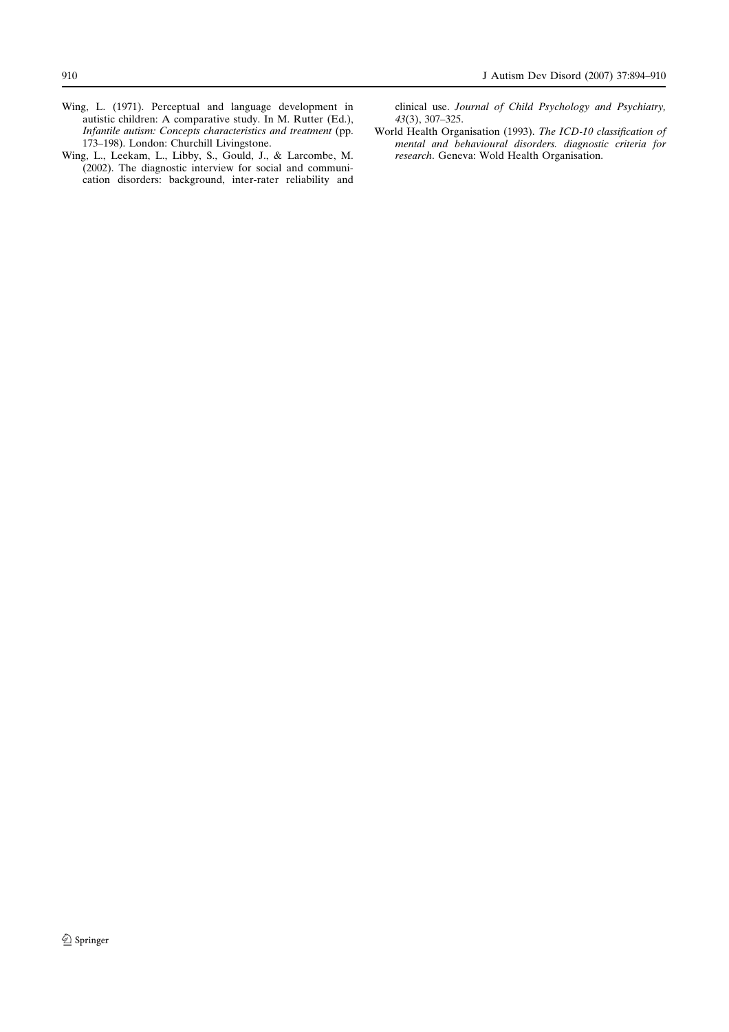Wing, L. (1971). Perceptual and language development in autistic children: A comparative study. In M. Rutter (Ed.), *Infantile autism: Concepts characteristics and treatment* (pp. 173–198). London: Churchill Livingstone.

Wing, L., Leekam, L., Libby, S., Gould, J., & Larcombe, M. (2002). The diagnostic interview for social and communication disorders: background, inter-rater reliability and clinical use. *Journal of Child Psychology and Psychiatry, 43*(3), 307–325.

World Health Organisation (1993). *The ICD-10 classification of mental and behavioural disorders. diagnostic criteria for research*. Geneva: Wold Health Organisation.